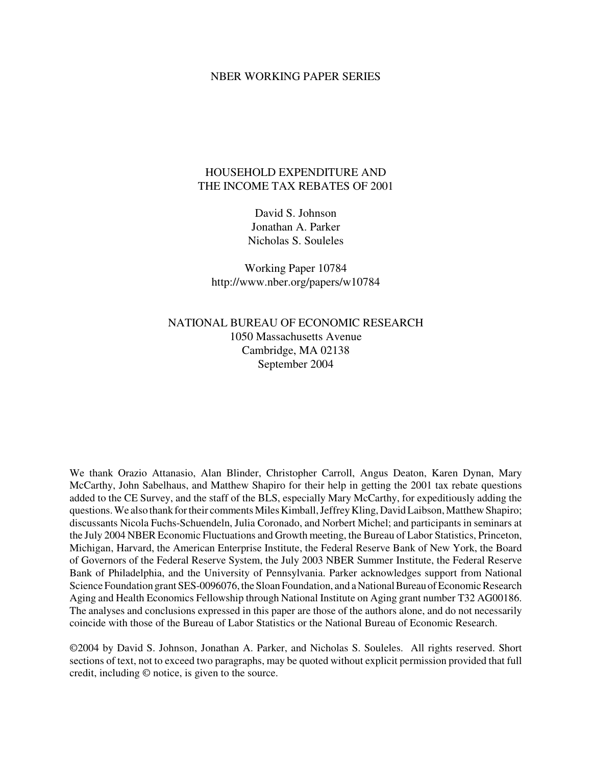NBER WORKING PAPER SERIES

# HOUSEHOLD EXPENDITURE AND THE INCOME TAX REBATES OF 2001

David S. Johnson
Jonathan A. Parker
Nicholas S. Souleles

Working Paper 10784
http://www.nber.org/papers/w10784

NATIONAL BUREAU OF ECONOMIC RESEARCH
1050 Massachusetts Avenue
Cambridge, MA 02138
September 2004

We thank Orazio Attanasio, Alan Blinder, Christopher Carroll, Angus Deaton, Karen Dynan, Mary McCarthy, John Sabelhaus, and Matthew Shapiro for their help in getting the 2001 tax rebate questions added to the CE Survey, and the staff of the BLS, especially Mary McCarthy, for expeditiously adding the questions. We also thank for their comments Miles Kimball, Jeffrey Kling, David Laibson, Matthew Shapiro; discussants Nicola Fuchs-Schuendeln, Julia Coronado, and Norbert Michel; and participants in seminars at the July 2004 NBER Economic Fluctuations and Growth meeting, the Bureau of Labor Statistics, Princeton, Michigan, Harvard, the American Enterprise Institute, the Federal Reserve Bank of New York, the Board of Governors of the Federal Reserve System, the July 2003 NBER Summer Institute, the Federal Reserve Bank of Philadelphia, and the University of Pennsylvania. Parker acknowledges support from National Science Foundation grant SES-0096076, the Sloan Foundation, and a National Bureau of Economic Research Aging and Health Economics Fellowship through National Institute on Aging grant number T32 AG00186. The analyses and conclusions expressed in this paper are those of the authors alone, and do not necessarily coincide with those of the Bureau of Labor Statistics or the National Bureau of Economic Research.

©2004 by David S. Johnson, Jonathan A. Parker, and Nicholas S. Souleles. All rights reserved. Short sections of text, not to exceed two paragraphs, may be quoted without explicit permission provided that full credit, including © notice, is given to the source.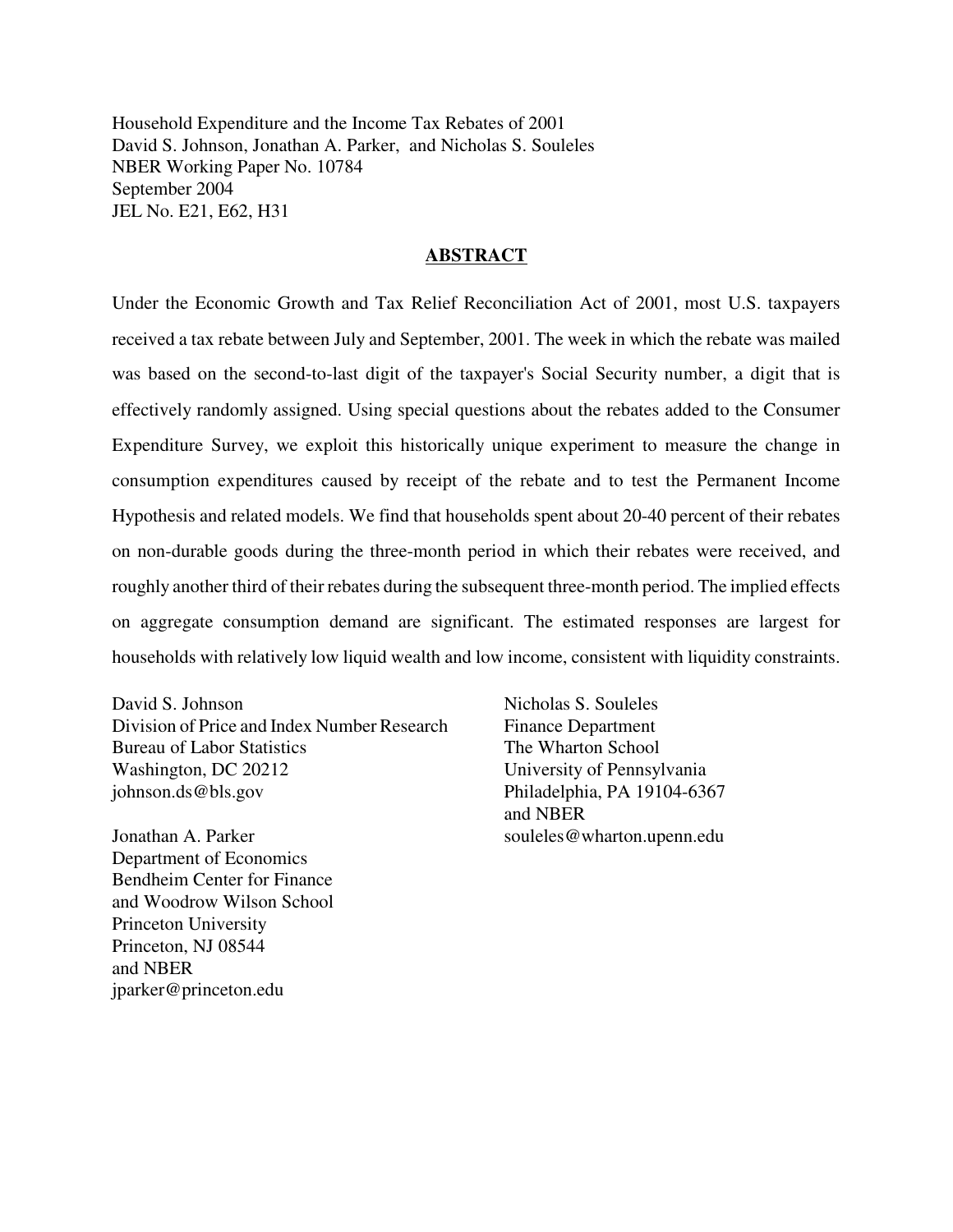Household Expenditure and the Income Tax Rebates of 2001
David S. Johnson, Jonathan A. Parker, and Nicholas S. Souleles
NBER Working Paper No. 10784
September 2004
JEL No. E21, E62, H31

## ABSTRACT

Under the Economic Growth and Tax Relief Reconciliation Act of 2001, most U.S. taxpayers received a tax rebate between July and September, 2001. The week in which the rebate was mailed was based on the second-to-last digit of the taxpayer's Social Security number, a digit that is effectively randomly assigned. Using special questions about the rebates added to the Consumer Expenditure Survey, we exploit this historically unique experiment to measure the change in consumption expenditures caused by receipt of the rebate and to test the Permanent Income Hypothesis and related models. We find that households spent about 20-40 percent of their rebates on non-durable goods during the three-month period in which their rebates were received, and roughly another third of their rebates during the subsequent three-month period. The implied effects on aggregate consumption demand are significant. The estimated responses are largest for households with relatively low liquid wealth and low income, consistent with liquidity constraints.

David S. Johnson
Division of Price and Index Number Research
Bureau of Labor Statistics
Washington, DC 20212
johnson.ds@bls.gov

Jonathan A. Parker
Department of Economics
Bendheim Center for Finance
and Woodrow Wilson School
Princeton University
Princeton, NJ 08544
and NBER
jparker@princeton.edu

Nicholas S. Souleles
Finance Department
The Wharton School
University of Pennsylvania
Philadelphia, PA 19104-6367
and NBER
souleles@wharton.upenn.edu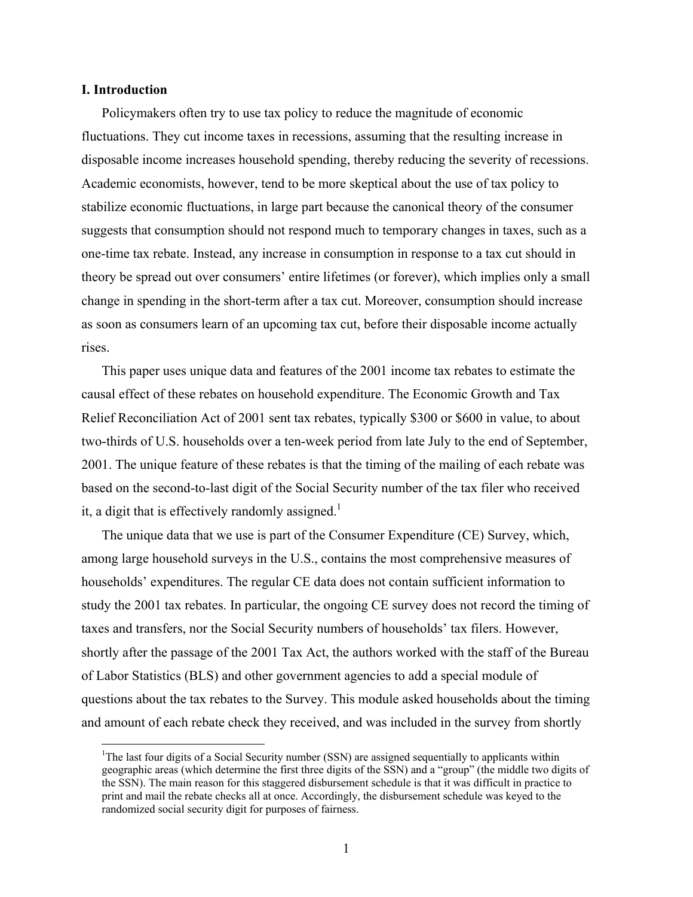## I. Introduction

Policymakers often try to use tax policy to reduce the magnitude of economic fluctuations. They cut income taxes in recessions, assuming that the resulting increase in disposable income increases household spending, thereby reducing the severity of recessions. Academic economists, however, tend to be more skeptical about the use of tax policy to stabilize economic fluctuations, in large part because the canonical theory of the consumer suggests that consumption should not respond much to temporary changes in taxes, such as a one-time tax rebate. Instead, any increase in consumption in response to a tax cut should in theory be spread out over consumers' entire lifetimes (or forever), which implies only a small change in spending in the short-term after a tax cut. Moreover, consumption should increase as soon as consumers learn of an upcoming tax cut, before their disposable income actually rises.

This paper uses unique data and features of the 2001 income tax rebates to estimate the causal effect of these rebates on household expenditure. The Economic Growth and Tax Relief Reconciliation Act of 2001 sent tax rebates, typically $300 or $600 in value, to about two-thirds of U.S. households over a ten-week period from late July to the end of September, 2001. The unique feature of these rebates is that the timing of the mailing of each rebate was based on the second-to-last digit of the Social Security number of the tax filer who received it, a digit that is effectively randomly assigned.[1]

The unique data that we use is part of the Consumer Expenditure (CE) Survey, which, among large household surveys in the U.S., contains the most comprehensive measures of households' expenditures. The regular CE data does not contain sufficient information to study the 2001 tax rebates. In particular, the ongoing CE survey does not record the timing of taxes and transfers, nor the Social Security numbers of households' tax filers. However, shortly after the passage of the 2001 Tax Act, the authors worked with the staff of the Bureau of Labor Statistics (BLS) and other government agencies to add a special module of questions about the tax rebates to the Survey. This module asked households about the timing and amount of each rebate check they received, and was included in the survey from shortly

[1]The last four digits of a Social Security number (SSN) are assigned sequentially to applicants within geographic areas (which determine the first three digits of the SSN) and a "group" (the middle two digits of the SSN). The main reason for this staggered disbursement schedule is that it was difficult in practice to print and mail the rebate checks all at once. Accordingly, the disbursement schedule was keyed to the randomized social security digit for purposes of fairness.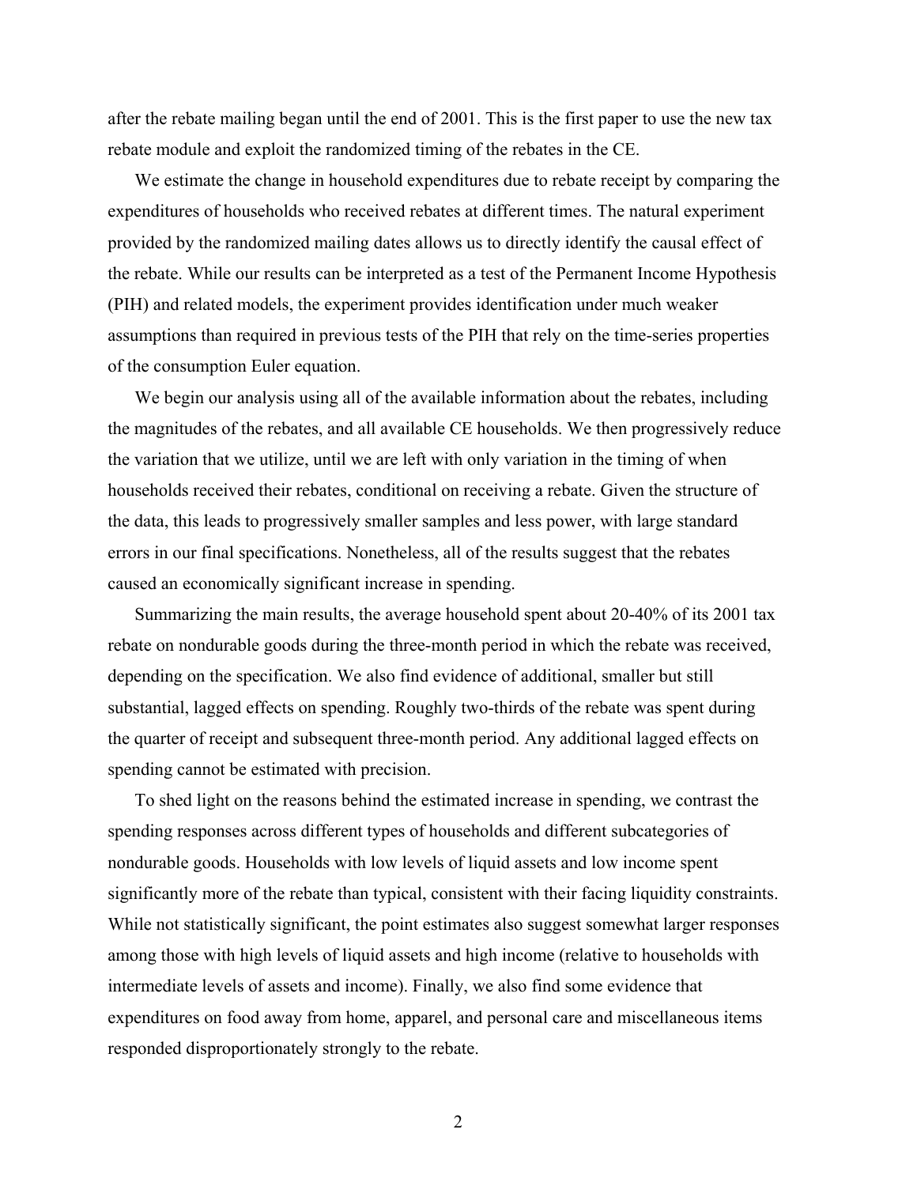after the rebate mailing began until the end of 2001. This is the first paper to use the new tax rebate module and exploit the randomized timing of the rebates in the CE.

We estimate the change in household expenditures due to rebate receipt by comparing the expenditures of households who received rebates at different times. The natural experiment provided by the randomized mailing dates allows us to directly identify the causal effect of the rebate. While our results can be interpreted as a test of the Permanent Income Hypothesis (PIH) and related models, the experiment provides identification under much weaker assumptions than required in previous tests of the PIH that rely on the time-series properties of the consumption Euler equation.

We begin our analysis using all of the available information about the rebates, including the magnitudes of the rebates, and all available CE households. We then progressively reduce the variation that we utilize, until we are left with only variation in the timing of when households received their rebates, conditional on receiving a rebate. Given the structure of the data, this leads to progressively smaller samples and less power, with large standard errors in our final specifications. Nonetheless, all of the results suggest that the rebates caused an economically significant increase in spending.

Summarizing the main results, the average household spent about 20-40% of its 2001 tax rebate on nondurable goods during the three-month period in which the rebate was received, depending on the specification. We also find evidence of additional, smaller but still substantial, lagged effects on spending. Roughly two-thirds of the rebate was spent during the quarter of receipt and subsequent three-month period. Any additional lagged effects on spending cannot be estimated with precision.

To shed light on the reasons behind the estimated increase in spending, we contrast the spending responses across different types of households and different subcategories of nondurable goods. Households with low levels of liquid assets and low income spent significantly more of the rebate than typical, consistent with their facing liquidity constraints. While not statistically significant, the point estimates also suggest somewhat larger responses among those with high levels of liquid assets and high income (relative to households with intermediate levels of assets and income). Finally, we also find some evidence that expenditures on food away from home, apparel, and personal care and miscellaneous items responded disproportionately strongly to the rebate.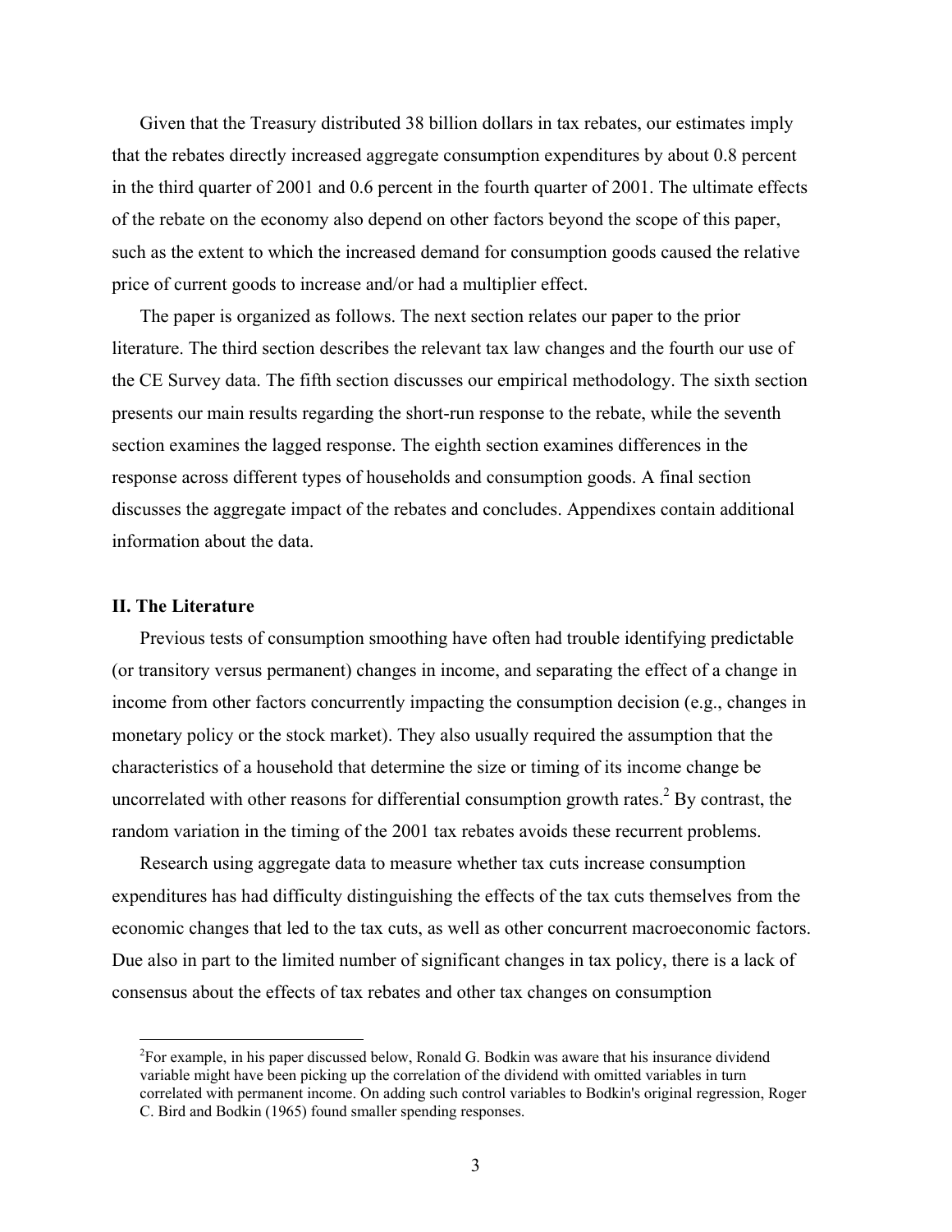Given that the Treasury distributed 38 billion dollars in tax rebates, our estimates imply that the rebates directly increased aggregate consumption expenditures by about 0.8 percent in the third quarter of 2001 and 0.6 percent in the fourth quarter of 2001. The ultimate effects of the rebate on the economy also depend on other factors beyond the scope of this paper, such as the extent to which the increased demand for consumption goods caused the relative price of current goods to increase and/or had a multiplier effect.

The paper is organized as follows. The next section relates our paper to the prior literature. The third section describes the relevant tax law changes and the fourth our use of the CE Survey data. The fifth section discusses our empirical methodology. The sixth section presents our main results regarding the short-run response to the rebate, while the seventh section examines the lagged response. The eighth section examines differences in the response across different types of households and consumption goods. A final section discusses the aggregate impact of the rebates and concludes. Appendixes contain additional information about the data.

## II. The Literature

Previous tests of consumption smoothing have often had trouble identifying predictable (or transitory versus permanent) changes in income, and separating the effect of a change in income from other factors concurrently impacting the consumption decision (e.g., changes in monetary policy or the stock market). They also usually required the assumption that the characteristics of a household that determine the size or timing of its income change be uncorrelated with other reasons for differential consumption growth rates.[2] By contrast, the random variation in the timing of the 2001 tax rebates avoids these recurrent problems.

Research using aggregate data to measure whether tax cuts increase consumption expenditures has had difficulty distinguishing the effects of the tax cuts themselves from the economic changes that led to the tax cuts, as well as other concurrent macroeconomic factors. Due also in part to the limited number of significant changes in tax policy, there is a lack of consensus about the effects of tax rebates and other tax changes on consumption

[2] For example, in his paper discussed below, Ronald G. Bodkin was aware that his insurance dividend variable might have been picking up the correlation of the dividend with omitted variables in turn correlated with permanent income. On adding such control variables to Bodkin's original regression, Roger C. Bird and Bodkin (1965) found smaller spending responses.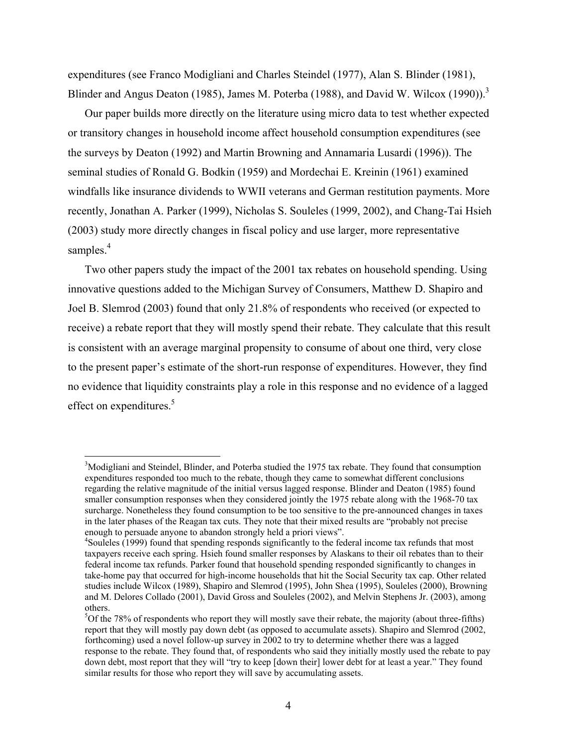expenditures (see Franco Modigliani and Charles Steindel (1977), Alan S. Blinder (1981), Blinder and Angus Deaton (1985), James M. Poterba (1988), and David W. Wilcox (1990)).[3]

Our paper builds more directly on the literature using micro data to test whether expected or transitory changes in household income affect household consumption expenditures (see the surveys by Deaton (1992) and Martin Browning and Annamaria Lusardi (1996)). The seminal studies of Ronald G. Bodkin (1959) and Mordechai E. Kreinin (1961) examined windfalls like insurance dividends to WWII veterans and German restitution payments. More recently, Jonathan A. Parker (1999), Nicholas S. Souleles (1999, 2002), and Chang-Tai Hsieh (2003) study more directly changes in fiscal policy and use larger, more representative samples.[4]

Two other papers study the impact of the 2001 tax rebates on household spending. Using innovative questions added to the Michigan Survey of Consumers, Matthew D. Shapiro and Joel B. Slemrod (2003) found that only 21.8% of respondents who received (or expected to receive) a rebate report that they will mostly spend their rebate. They calculate that this result is consistent with an average marginal propensity to consume of about one third, very close to the present paper's estimate of the short-run response of expenditures. However, they find no evidence that liquidity constraints play a role in this response and no evidence of a lagged effect on expenditures.[5]

---

[3]Modigliani and Steindel, Blinder, and Poterba studied the 1975 tax rebate. They found that consumption expenditures responded too much to the rebate, though they came to somewhat different conclusions regarding the relative magnitude of the initial versus lagged response. Blinder and Deaton (1985) found smaller consumption responses when they considered jointly the 1975 rebate along with the 1968-70 tax surcharge. Nonetheless they found consumption to be too sensitive to the pre-announced changes in taxes in the later phases of the Reagan tax cuts. They note that their mixed results are "probably not precise enough to persuade anyone to abandon strongly held a priori views".

[4]Souleles (1999) found that spending responds significantly to the federal income tax refunds that most taxpayers receive each spring. Hsieh found smaller responses by Alaskans to their oil rebates than to their federal income tax refunds. Parker found that household spending responded significantly to changes in take-home pay that occurred for high-income households that hit the Social Security tax cap. Other related studies include Wilcox (1989), Shapiro and Slemrod (1995), John Shea (1995), Souleles (2000), Browning and M. Delores Collado (2001), David Gross and Souleles (2002), and Melvin Stephens Jr. (2003), among others.

[5]Of the 78% of respondents who report they will mostly save their rebate, the majority (about three-fifths) report that they will mostly pay down debt (as opposed to accumulate assets). Shapiro and Slemrod (2002, forthcoming) used a novel follow-up survey in 2002 to try to determine whether there was a lagged response to the rebate. They found that, of respondents who said they initially mostly used the rebate to pay down debt, most report that they will "try to keep [down their] lower debt for at least a year." They found similar results for those who report they will save by accumulating assets.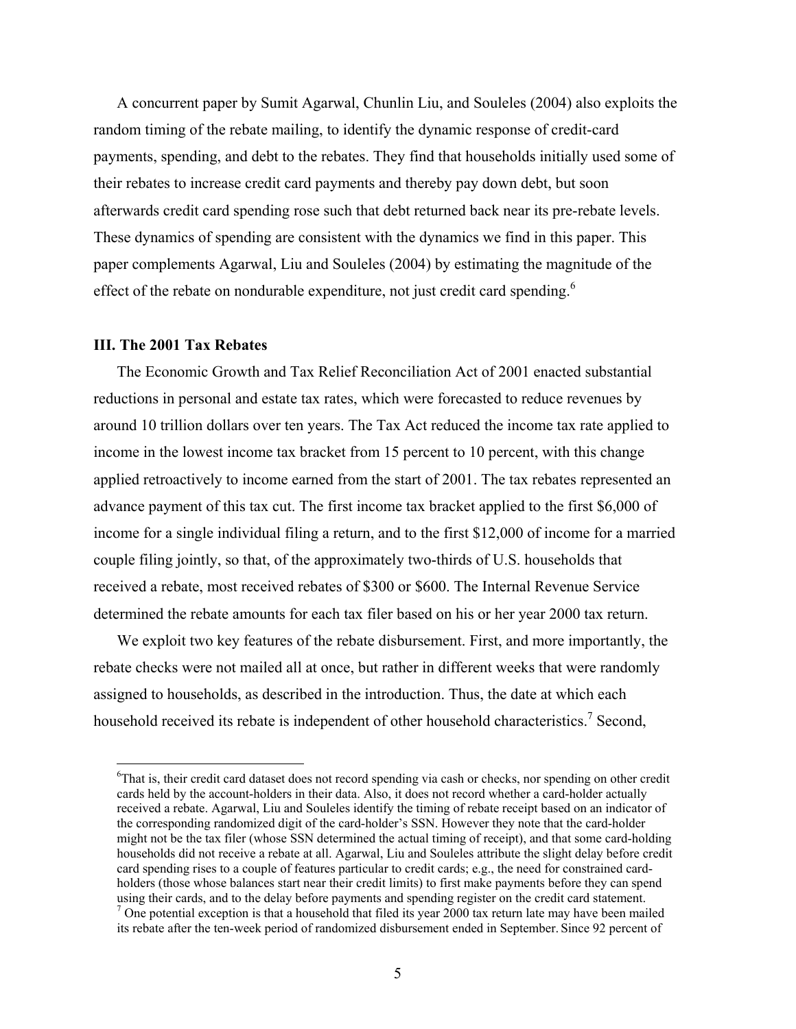A concurrent paper by Sumit Agarwal, Chunlin Liu, and Souleles (2004) also exploits the random timing of the rebate mailing, to identify the dynamic response of credit-card payments, spending, and debt to the rebates. They find that households initially used some of their rebates to increase credit card payments and thereby pay down debt, but soon afterwards credit card spending rose such that debt returned back near its pre-rebate levels. These dynamics of spending are consistent with the dynamics we find in this paper. This paper complements Agarwal, Liu and Souleles (2004) by estimating the magnitude of the effect of the rebate on nondurable expenditure, not just credit card spending.[6]

### III. The 2001 Tax Rebates

The Economic Growth and Tax Relief Reconciliation Act of 2001 enacted substantial reductions in personal and estate tax rates, which were forecasted to reduce revenues by around 10 trillion dollars over ten years. The Tax Act reduced the income tax rate applied to income in the lowest income tax bracket from 15 percent to 10 percent, with this change applied retroactively to income earned from the start of 2001. The tax rebates represented an advance payment of this tax cut. The first income tax bracket applied to the first $6,000 of income for a single individual filing a return, and to the first $12,000 of income for a married couple filing jointly, so that, of the approximately two-thirds of U.S. households that received a rebate, most received rebates of $300 or $600. The Internal Revenue Service determined the rebate amounts for each tax filer based on his or her year 2000 tax return.

We exploit two key features of the rebate disbursement. First, and more importantly, the rebate checks were not mailed all at once, but rather in different weeks that were randomly assigned to households, as described in the introduction. Thus, the date at which each household received its rebate is independent of other household characteristics.[7] Second,

---

[6] That is, their credit card dataset does not record spending via cash or checks, nor spending on other credit cards held by the account-holders in their data. Also, it does not record whether a card-holder actually received a rebate. Agarwal, Liu and Souleles identify the timing of rebate receipt based on an indicator of the corresponding randomized digit of the card-holder's SSN. However they note that the card-holder might not be the tax filer (whose SSN determined the actual timing of receipt), and that some card-holding households did not receive a rebate at all. Agarwal, Liu and Souleles attribute the slight delay before credit card spending rises to a couple of features particular to credit cards; e.g., the need for constrained card-holders (those whose balances start near their credit limits) to first make payments before they can spend using their cards, and to the delay before payments and spending register on the credit card statement.

[7] One potential exception is that a household that filed its year 2000 tax return late may have been mailed its rebate after the ten-week period of randomized disbursement ended in September. Since 92 percent of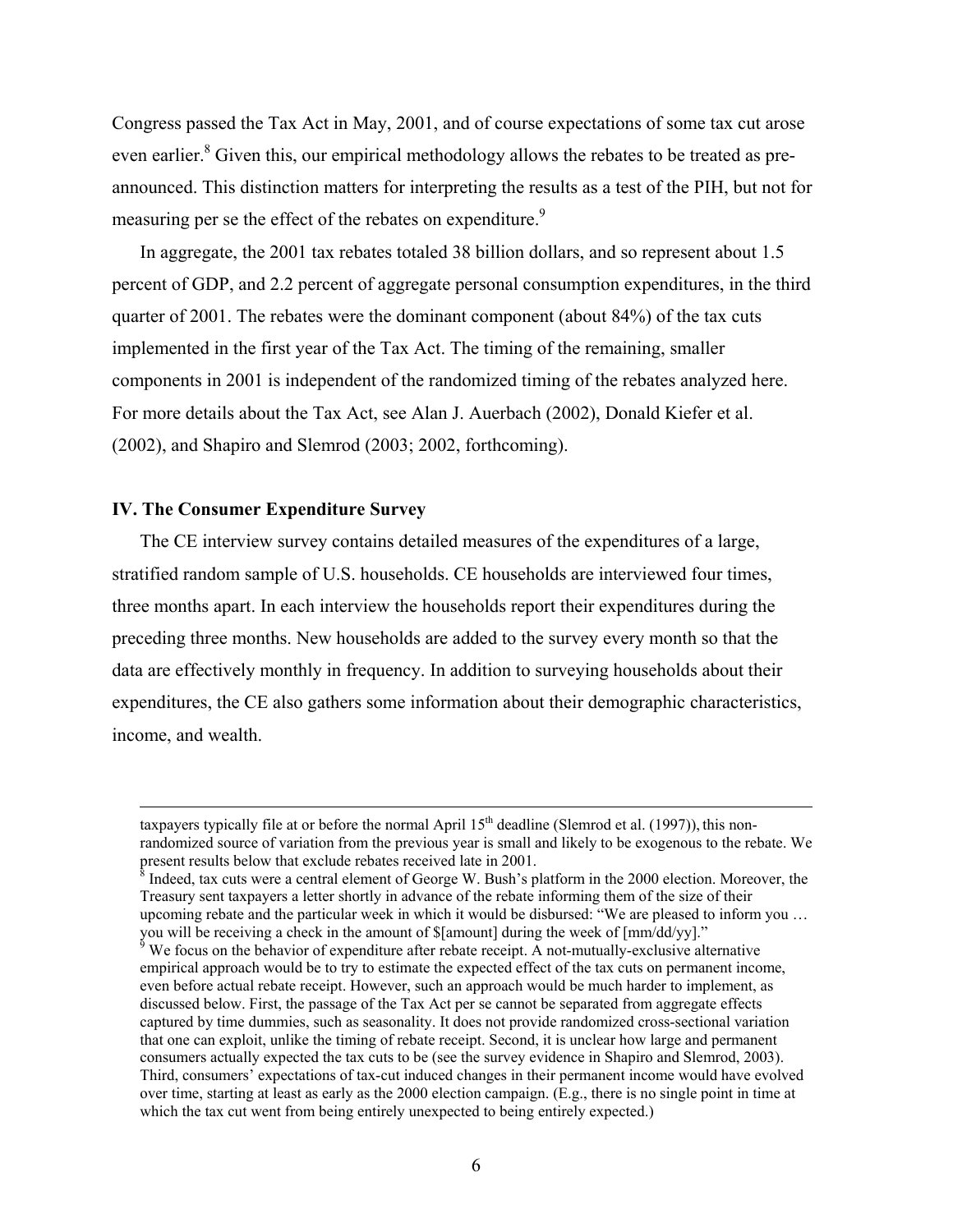Congress passed the Tax Act in May, 2001, and of course expectations of some tax cut arose even earlier.[8] Given this, our empirical methodology allows the rebates to be treated as pre-announced. This distinction matters for interpreting the results as a test of the PIH, but not for measuring per se the effect of the rebates on expenditure.[9]

In aggregate, the 2001 tax rebates totaled 38 billion dollars, and so represent about 1.5 percent of GDP, and 2.2 percent of aggregate personal consumption expenditures, in the third quarter of 2001. The rebates were the dominant component (about 84%) of the tax cuts implemented in the first year of the Tax Act. The timing of the remaining, smaller components in 2001 is independent of the randomized timing of the rebates analyzed here. For more details about the Tax Act, see Alan J. Auerbach (2002), Donald Kiefer et al. (2002), and Shapiro and Slemrod (2003; 2002, forthcoming).

### IV. The Consumer Expenditure Survey

The CE interview survey contains detailed measures of the expenditures of a large, stratified random sample of U.S. households. CE households are interviewed four times, three months apart. In each interview the households report their expenditures during the preceding three months. New households are added to the survey every month so that the data are effectively monthly in frequency. In addition to surveying households about their expenditures, the CE also gathers some information about their demographic characteristics, income, and wealth.

---

taxpayers typically file at or before the normal April 15th deadline (Slemrod et al. (1997)), this non-randomized source of variation from the previous year is small and likely to be exogenous to the rebate. We present results below that exclude rebates received late in 2001.

[8] Indeed, tax cuts were a central element of George W. Bush's platform in the 2000 election. Moreover, the Treasury sent taxpayers a letter shortly in advance of the rebate informing them of the size of their upcoming rebate and the particular week in which it would be disbursed: "We are pleased to inform you … you will be receiving a check in the amount of $[amount] during the week of [mm/dd/yy]."

[9] We focus on the behavior of expenditure after rebate receipt. A not-mutually-exclusive alternative empirical approach would be to try to estimate the expected effect of the tax cuts on permanent income, even before actual rebate receipt. However, such an approach would be much harder to implement, as discussed below. First, the passage of the Tax Act per se cannot be separated from aggregate effects captured by time dummies, such as seasonality. It does not provide randomized cross-sectional variation that one can exploit, unlike the timing of rebate receipt. Second, it is unclear how large and permanent consumers actually expected the tax cuts to be (see the survey evidence in Shapiro and Slemrod, 2003). Third, consumers' expectations of tax-cut induced changes in their permanent income would have evolved over time, starting at least as early as the 2000 election campaign. (E.g., there is no single point in time at which the tax cut went from being entirely unexpected to being entirely expected.)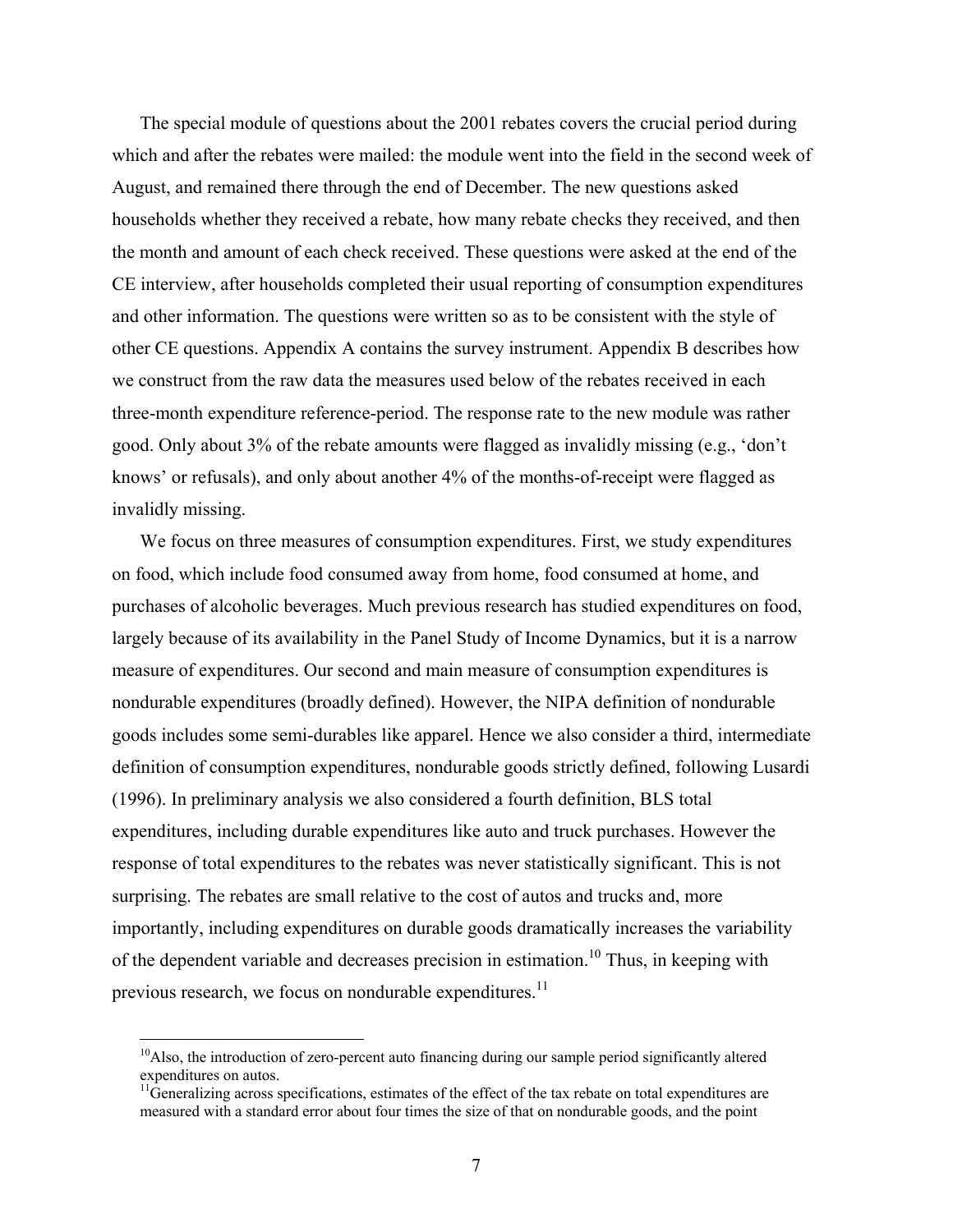The special module of questions about the 2001 rebates covers the crucial period during which and after the rebates were mailed: the module went into the field in the second week of August, and remained there through the end of December. The new questions asked households whether they received a rebate, how many rebate checks they received, and then the month and amount of each check received. These questions were asked at the end of the CE interview, after households completed their usual reporting of consumption expenditures and other information. The questions were written so as to be consistent with the style of other CE questions. Appendix A contains the survey instrument. Appendix B describes how we construct from the raw data the measures used below of the rebates received in each three-month expenditure reference-period. The response rate to the new module was rather good. Only about 3% of the rebate amounts were flagged as invalidly missing (e.g., 'don't knows' or refusals), and only about another 4% of the months-of-receipt were flagged as invalidly missing.

We focus on three measures of consumption expenditures. First, we study expenditures on food, which include food consumed away from home, food consumed at home, and purchases of alcoholic beverages. Much previous research has studied expenditures on food, largely because of its availability in the Panel Study of Income Dynamics, but it is a narrow measure of expenditures. Our second and main measure of consumption expenditures is nondurable expenditures (broadly defined). However, the NIPA definition of nondurable goods includes some semi-durables like apparel. Hence we also consider a third, intermediate definition of consumption expenditures, nondurable goods strictly defined, following Lusardi (1996). In preliminary analysis we also considered a fourth definition, BLS total expenditures, including durable expenditures like auto and truck purchases. However the response of total expenditures to the rebates was never statistically significant. This is not surprising. The rebates are small relative to the cost of autos and trucks and, more importantly, including expenditures on durable goods dramatically increases the variability of the dependent variable and decreases precision in estimation.[10] Thus, in keeping with previous research, we focus on nondurable expenditures.[11]

---

[10] Also, the introduction of zero-percent auto financing during our sample period significantly altered expenditures on autos.

[11] Generalizing across specifications, estimates of the effect of the tax rebate on total expenditures are measured with a standard error about four times the size of that on nondurable goods, and the point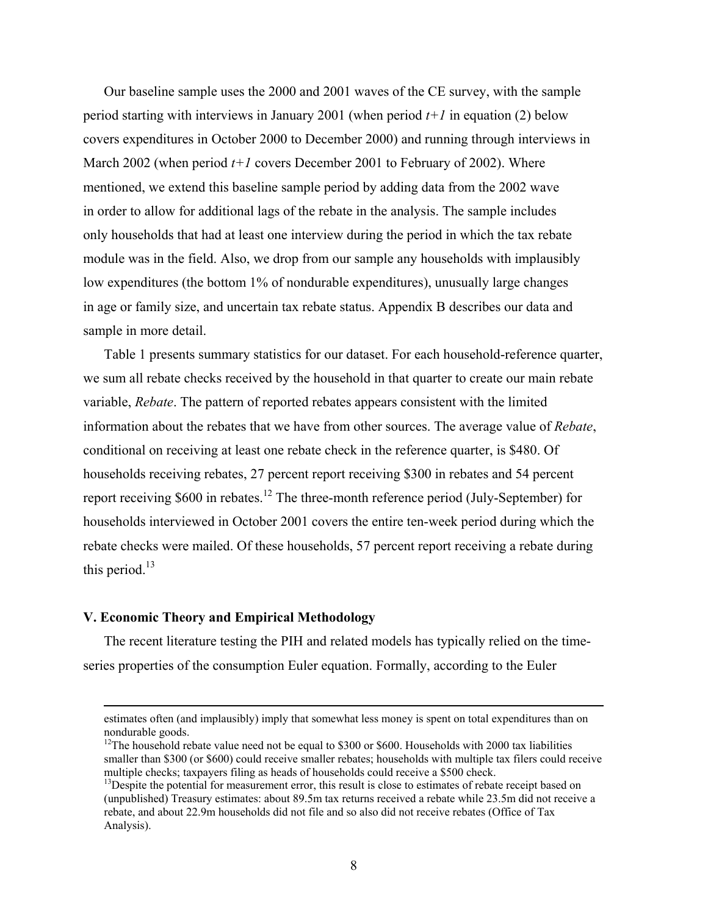Our baseline sample uses the 2000 and 2001 waves of the CE survey, with the sample period starting with interviews in January 2001 (when period $t+1$ in equation (2) below covers expenditures in October 2000 to December 2000) and running through interviews in March 2002 (when period $t+1$ covers December 2001 to February of 2002). Where mentioned, we extend this baseline sample period by adding data from the 2002 wave in order to allow for additional lags of the rebate in the analysis. The sample includes only households that had at least one interview during the period in which the tax rebate module was in the field. Also, we drop from our sample any households with implausibly low expenditures (the bottom 1% of nondurable expenditures), unusually large changes in age or family size, and uncertain tax rebate status. Appendix B describes our data and sample in more detail.

Table 1 presents summary statistics for our dataset. For each household-reference quarter, we sum all rebate checks received by the household in that quarter to create our main rebate variable, *Rebate*. The pattern of reported rebates appears consistent with the limited information about the rebates that we have from other sources. The average value of *Rebate*, conditional on receiving at least one rebate check in the reference quarter, is $480. Of households receiving rebates, 27 percent report receiving $300 in rebates and 54 percent report receiving $600 in rebates.[12] The three-month reference period (July-September) for households interviewed in October 2001 covers the entire ten-week period during which the rebate checks were mailed. Of these households, 57 percent report receiving a rebate during this period.[13]

### V. Economic Theory and Empirical Methodology

The recent literature testing the PIH and related models has typically relied on the time-series properties of the consumption Euler equation. Formally, according to the Euler

---

estimates often (and implausibly) imply that somewhat less money is spent on total expenditures than on nondurable goods.

[12]The household rebate value need not be equal to $300 or $600. Households with 2000 tax liabilities smaller than $300 (or $600) could receive smaller rebates; households with multiple tax filers could receive multiple checks; taxpayers filing as heads of households could receive a $500 check.

[13]Despite the potential for measurement error, this result is close to estimates of rebate receipt based on (unpublished) Treasury estimates: about 89.5m tax returns received a rebate while 23.5m did not receive a rebate, and about 22.9m households did not file and so also did not receive rebates (Office of Tax Analysis).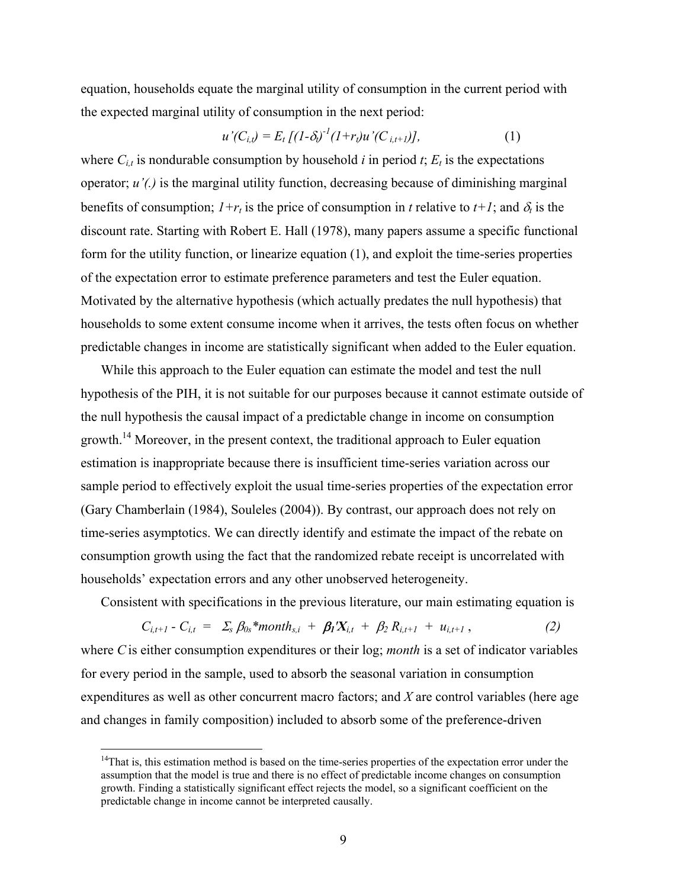equation, households equate the marginal utility of consumption in the current period with the expected marginal utility of consumption in the next period:

$$u'(C_{i,t}) = E_t\,[(1-\delta_t)^{-1}(1+r_t)u'(C_{i,t+1})], \qquad (1)$$

where $C_{i,t}$ is nondurable consumption by household $i$ in period $t$; $E_t$ is the expectations operator; $u'(.)$ is the marginal utility function, decreasing because of diminishing marginal benefits of consumption; $1+r_t$ is the price of consumption in $t$ relative to $t+1$; and $\delta_t$ is the discount rate. Starting with Robert E. Hall (1978), many papers assume a specific functional form for the utility function, or linearize equation (1), and exploit the time-series properties of the expectation error to estimate preference parameters and test the Euler equation. Motivated by the alternative hypothesis (which actually predates the null hypothesis) that households to some extent consume income when it arrives, the tests often focus on whether predictable changes in income are statistically significant when added to the Euler equation.

While this approach to the Euler equation can estimate the model and test the null hypothesis of the PIH, it is not suitable for our purposes because it cannot estimate outside of the null hypothesis the causal impact of a predictable change in income on consumption growth.[14] Moreover, in the present context, the traditional approach to Euler equation estimation is inappropriate because there is insufficient time-series variation across our sample period to effectively exploit the usual time-series properties of the expectation error (Gary Chamberlain (1984), Souleles (2004)). By contrast, our approach does not rely on time-series asymptotics. We can directly identify and estimate the impact of the rebate on consumption growth using the fact that the randomized rebate receipt is uncorrelated with households' expectation errors and any other unobserved heterogeneity.

Consistent with specifications in the previous literature, our main estimating equation is

$$C_{i,t+1} - C_{i,t} \;=\; \Sigma_s\, \beta_{0s} * month_{s,i} \;+\; \boldsymbol{\beta_1}'\boldsymbol{X}_{i,t} \;+\; \beta_2\, R_{i,t+1} \;+\; u_{i,t+1}\,, \qquad (2)$$

where $C$ is either consumption expenditures or their log; *month* is a set of indicator variables for every period in the sample, used to absorb the seasonal variation in consumption expenditures as well as other concurrent macro factors; and $X$ are control variables (here age and changes in family composition) included to absorb some of the preference-driven

[14] That is, this estimation method is based on the time-series properties of the expectation error under the assumption that the model is true and there is no effect of predictable income changes on consumption growth. Finding a statistically significant effect rejects the model, so a significant coefficient on the predictable change in income cannot be interpreted causally.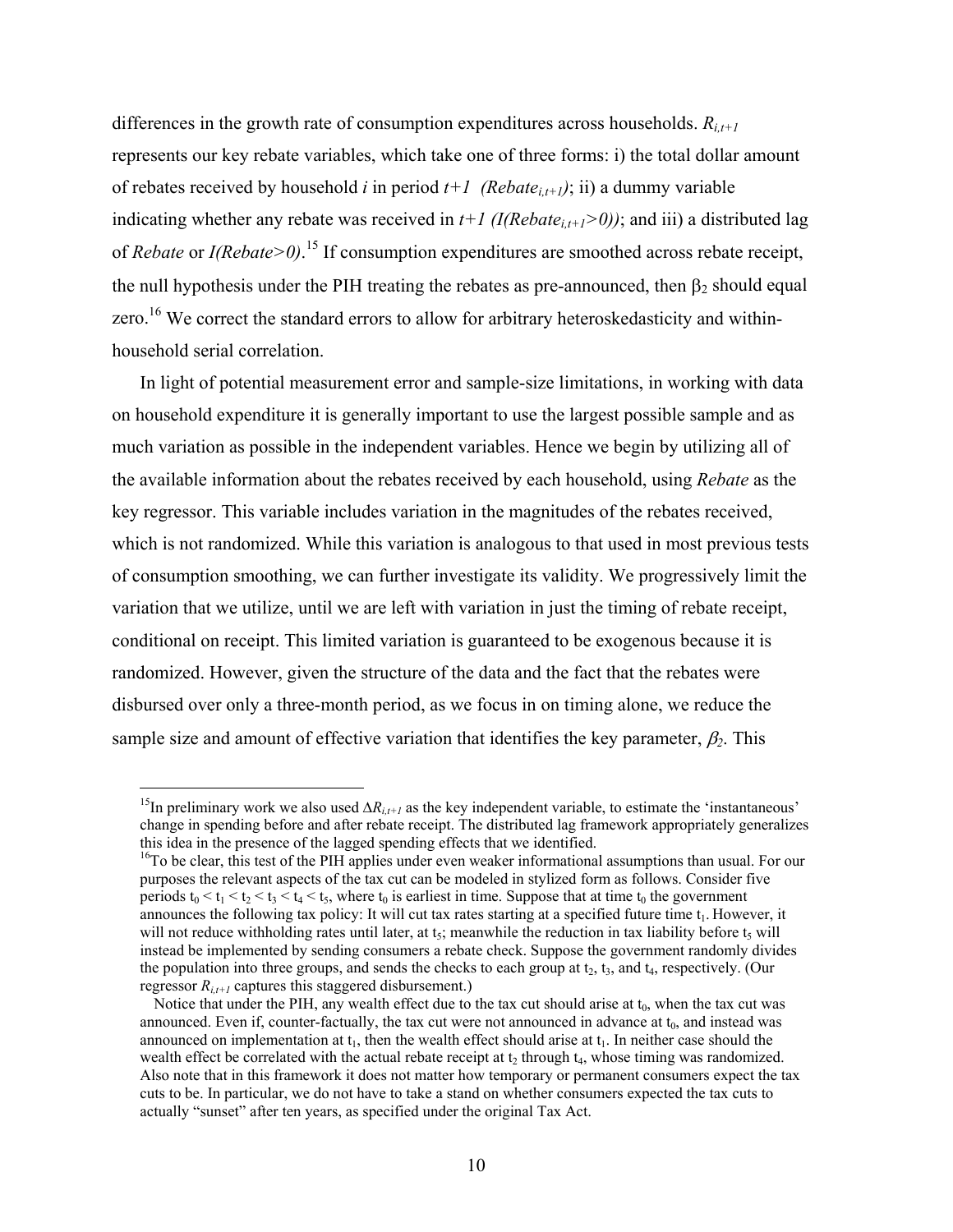differences in the growth rate of consumption expenditures across households. $R_{i,t+1}$ represents our key rebate variables, which take one of three forms: i) the total dollar amount of rebates received by household *i* in period *t+1* $(Rebate_{i,t+1})$; ii) a dummy variable indicating whether any rebate was received in *t+1* $(I(Rebate_{i,t+1}>0))$; and iii) a distributed lag of *Rebate* or *I(Rebate>0)*.[15] If consumption expenditures are smoothed across rebate receipt, the null hypothesis under the PIH treating the rebates as pre-announced, then $\beta_2$ should equal zero.[16] We correct the standard errors to allow for arbitrary heteroskedasticity and within-household serial correlation.

In light of potential measurement error and sample-size limitations, in working with data on household expenditure it is generally important to use the largest possible sample and as much variation as possible in the independent variables. Hence we begin by utilizing all of the available information about the rebates received by each household, using *Rebate* as the key regressor. This variable includes variation in the magnitudes of the rebates received, which is not randomized. While this variation is analogous to that used in most previous tests of consumption smoothing, we can further investigate its validity. We progressively limit the variation that we utilize, until we are left with variation in just the timing of rebate receipt, conditional on receipt. This limited variation is guaranteed to be exogenous because it is randomized. However, given the structure of the data and the fact that the rebates were disbursed over only a three-month period, as we focus in on timing alone, we reduce the sample size and amount of effective variation that identifies the key parameter, $\beta_2$. This

[15] In preliminary work we also used $\Delta R_{i,t+1}$ as the key independent variable, to estimate the 'instantaneous' change in spending before and after rebate receipt. The distributed lag framework appropriately generalizes this idea in the presence of the lagged spending effects that we identified.

[16] To be clear, this test of the PIH applies under even weaker informational assumptions than usual. For our purposes the relevant aspects of the tax cut can be modeled in stylized form as follows. Consider five periods $t_0 < t_1 < t_2 < t_3 < t_4 < t_5$, where $t_0$ is earliest in time. Suppose that at time $t_0$ the government announces the following tax policy: It will cut tax rates starting at a specified future time $t_1$. However, it will not reduce withholding rates until later, at $t_5$; meanwhile the reduction in tax liability before $t_5$ will instead be implemented by sending consumers a rebate check. Suppose the government randomly divides the population into three groups, and sends the checks to each group at $t_2$, $t_3$, and $t_4$, respectively. (Our regressor $R_{i,t+1}$ captures this staggered disbursement.)

Notice that under the PIH, any wealth effect due to the tax cut should arise at $t_0$, when the tax cut was announced. Even if, counter-factually, the tax cut were not announced in advance at $t_0$, and instead was announced on implementation at $t_1$, then the wealth effect should arise at $t_1$. In neither case should the wealth effect be correlated with the actual rebate receipt at $t_2$ through $t_4$, whose timing was randomized. Also note that in this framework it does not matter how temporary or permanent consumers expect the tax cuts to be. In particular, we do not have to take a stand on whether consumers expected the tax cuts to actually "sunset" after ten years, as specified under the original Tax Act.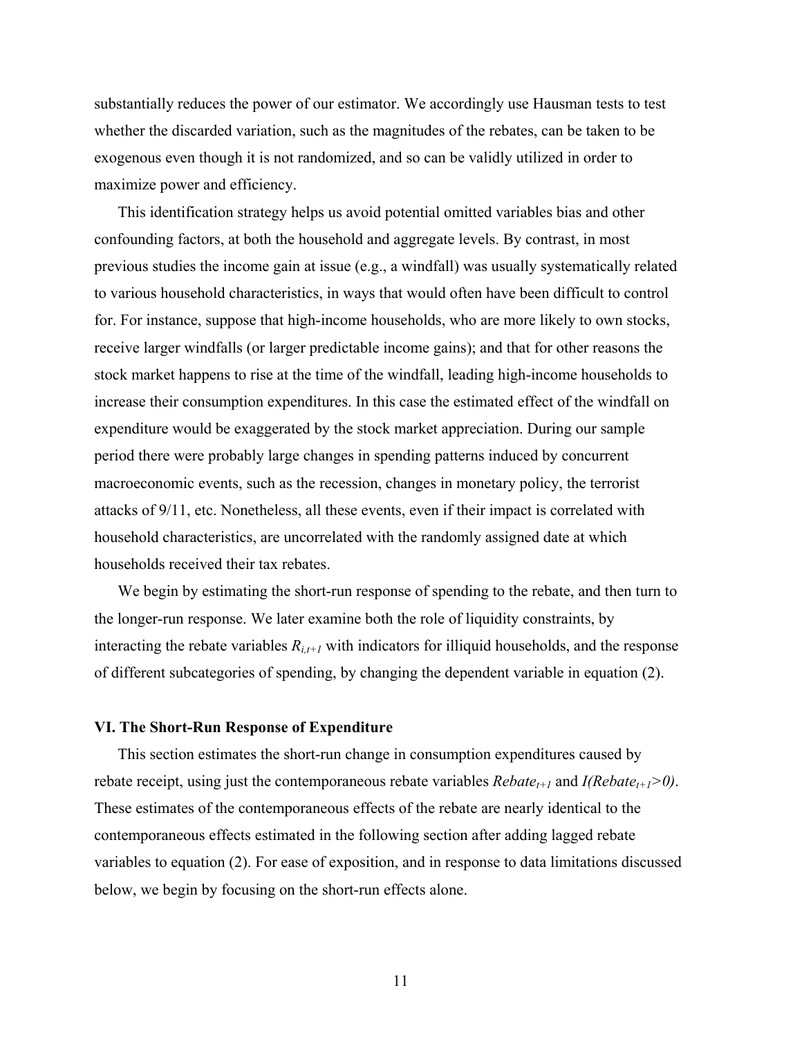substantially reduces the power of our estimator. We accordingly use Hausman tests to test whether the discarded variation, such as the magnitudes of the rebates, can be taken to be exogenous even though it is not randomized, and so can be validly utilized in order to maximize power and efficiency.

This identification strategy helps us avoid potential omitted variables bias and other confounding factors, at both the household and aggregate levels. By contrast, in most previous studies the income gain at issue (e.g., a windfall) was usually systematically related to various household characteristics, in ways that would often have been difficult to control for. For instance, suppose that high-income households, who are more likely to own stocks, receive larger windfalls (or larger predictable income gains); and that for other reasons the stock market happens to rise at the time of the windfall, leading high-income households to increase their consumption expenditures. In this case the estimated effect of the windfall on expenditure would be exaggerated by the stock market appreciation. During our sample period there were probably large changes in spending patterns induced by concurrent macroeconomic events, such as the recession, changes in monetary policy, the terrorist attacks of 9/11, etc. Nonetheless, all these events, even if their impact is correlated with household characteristics, are uncorrelated with the randomly assigned date at which households received their tax rebates.

We begin by estimating the short-run response of spending to the rebate, and then turn to the longer-run response. We later examine both the role of liquidity constraints, by interacting the rebate variables $R_{i,t+1}$ with indicators for illiquid households, and the response of different subcategories of spending, by changing the dependent variable in equation (2).

### VI. The Short-Run Response of Expenditure

This section estimates the short-run change in consumption expenditures caused by rebate receipt, using just the contemporaneous rebate variables $Rebate_{t+1}$ and $I(Rebate_{t+1}>0)$. These estimates of the contemporaneous effects of the rebate are nearly identical to the contemporaneous effects estimated in the following section after adding lagged rebate variables to equation (2). For ease of exposition, and in response to data limitations discussed below, we begin by focusing on the short-run effects alone.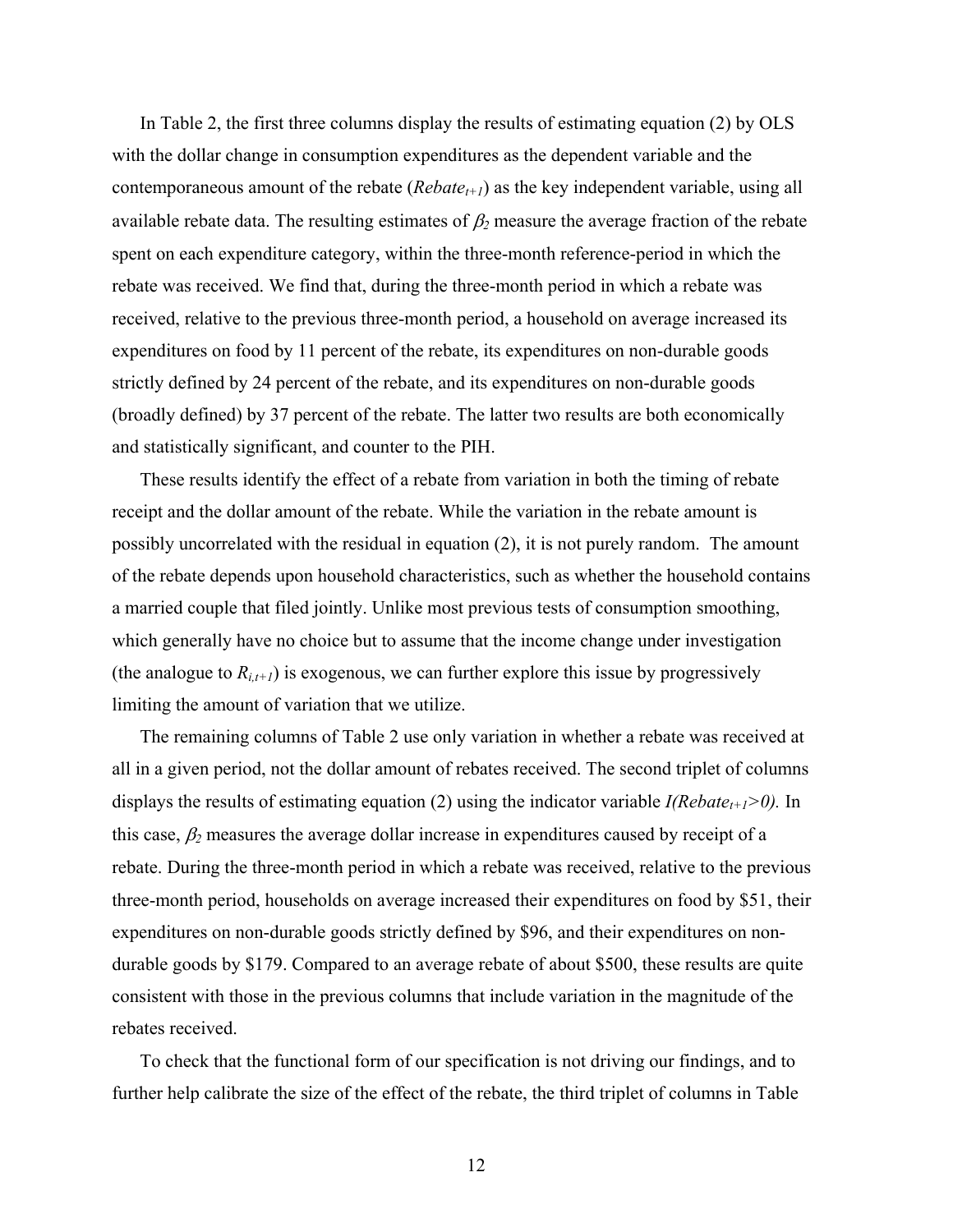In Table 2, the first three columns display the results of estimating equation (2) by OLS with the dollar change in consumption expenditures as the dependent variable and the contemporaneous amount of the rebate ($Rebate_{t+1}$) as the key independent variable, using all available rebate data. The resulting estimates of $\beta_2$ measure the average fraction of the rebate spent on each expenditure category, within the three-month reference-period in which the rebate was received. We find that, during the three-month period in which a rebate was received, relative to the previous three-month period, a household on average increased its expenditures on food by 11 percent of the rebate, its expenditures on non-durable goods strictly defined by 24 percent of the rebate, and its expenditures on non-durable goods (broadly defined) by 37 percent of the rebate. The latter two results are both economically and statistically significant, and counter to the PIH.

These results identify the effect of a rebate from variation in both the timing of rebate receipt and the dollar amount of the rebate. While the variation in the rebate amount is possibly uncorrelated with the residual in equation (2), it is not purely random. The amount of the rebate depends upon household characteristics, such as whether the household contains a married couple that filed jointly. Unlike most previous tests of consumption smoothing, which generally have no choice but to assume that the income change under investigation (the analogue to $R_{i,t+1}$) is exogenous, we can further explore this issue by progressively limiting the amount of variation that we utilize.

The remaining columns of Table 2 use only variation in whether a rebate was received at all in a given period, not the dollar amount of rebates received. The second triplet of columns displays the results of estimating equation (2) using the indicator variable $I(Rebate_{t+1}>0)$. In this case, $\beta_2$ measures the average dollar increase in expenditures caused by receipt of a rebate. During the three-month period in which a rebate was received, relative to the previous three-month period, households on average increased their expenditures on food by \$51, their expenditures on non-durable goods strictly defined by \$96, and their expenditures on non-durable goods by \$179. Compared to an average rebate of about \$500, these results are quite consistent with those in the previous columns that include variation in the magnitude of the rebates received.

To check that the functional form of our specification is not driving our findings, and to further help calibrate the size of the effect of the rebate, the third triplet of columns in Table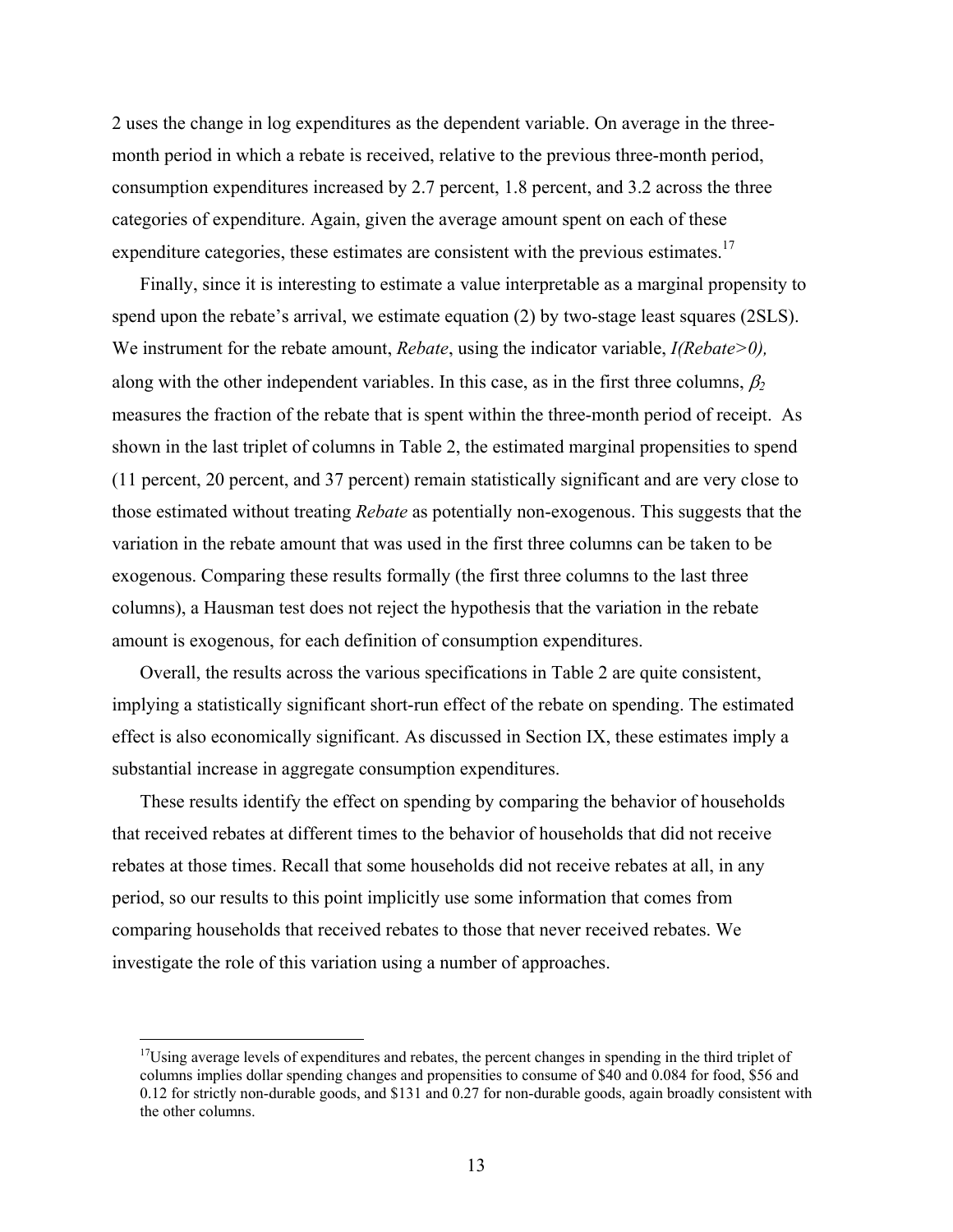2 uses the change in log expenditures as the dependent variable. On average in the three-month period in which a rebate is received, relative to the previous three-month period, consumption expenditures increased by 2.7 percent, 1.8 percent, and 3.2 across the three categories of expenditure. Again, given the average amount spent on each of these expenditure categories, these estimates are consistent with the previous estimates.[17]

Finally, since it is interesting to estimate a value interpretable as a marginal propensity to spend upon the rebate's arrival, we estimate equation (2) by two-stage least squares (2SLS). We instrument for the rebate amount, *Rebate*, using the indicator variable, *I(Rebate>0),* along with the other independent variables. In this case, as in the first three columns, $\beta_2$ measures the fraction of the rebate that is spent within the three-month period of receipt. As shown in the last triplet of columns in Table 2, the estimated marginal propensities to spend (11 percent, 20 percent, and 37 percent) remain statistically significant and are very close to those estimated without treating *Rebate* as potentially non-exogenous. This suggests that the variation in the rebate amount that was used in the first three columns can be taken to be exogenous. Comparing these results formally (the first three columns to the last three columns), a Hausman test does not reject the hypothesis that the variation in the rebate amount is exogenous, for each definition of consumption expenditures.

Overall, the results across the various specifications in Table 2 are quite consistent, implying a statistically significant short-run effect of the rebate on spending. The estimated effect is also economically significant. As discussed in Section IX, these estimates imply a substantial increase in aggregate consumption expenditures.

These results identify the effect on spending by comparing the behavior of households that received rebates at different times to the behavior of households that did not receive rebates at those times. Recall that some households did not receive rebates at all, in any period, so our results to this point implicitly use some information that comes from comparing households that received rebates to those that never received rebates. We investigate the role of this variation using a number of approaches.

---

[17]Using average levels of expenditures and rebates, the percent changes in spending in the third triplet of columns implies dollar spending changes and propensities to consume of $40 and 0.084 for food, $56 and 0.12 for strictly non-durable goods, and $131 and 0.27 for non-durable goods, again broadly consistent with the other columns.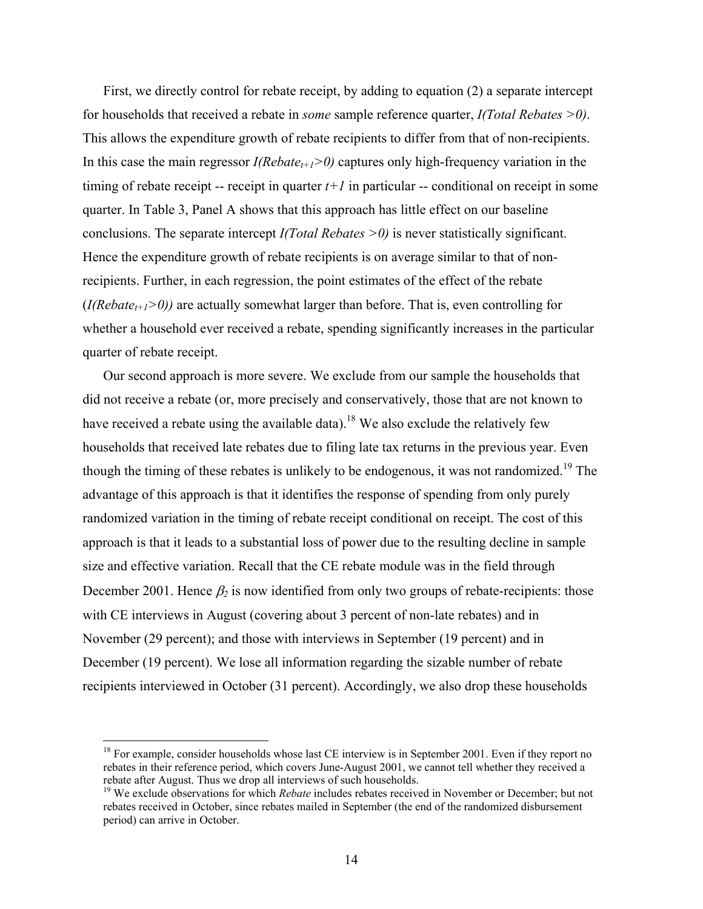First, we directly control for rebate receipt, by adding to equation (2) a separate intercept for households that received a rebate in *some* sample reference quarter, *I(Total Rebates >0)*. This allows the expenditure growth of rebate recipients to differ from that of non-recipients. In this case the main regressor $I(Rebate_{t+1}>0)$ captures only high-frequency variation in the timing of rebate receipt -- receipt in quarter $t+1$ in particular -- conditional on receipt in some quarter. In Table 3, Panel A shows that this approach has little effect on our baseline conclusions. The separate intercept *I(Total Rebates >0)* is never statistically significant. Hence the expenditure growth of rebate recipients is on average similar to that of non-recipients. Further, in each regression, the point estimates of the effect of the rebate ($I(Rebate_{t+1}>0)$) are actually somewhat larger than before. That is, even controlling for whether a household ever received a rebate, spending significantly increases in the particular quarter of rebate receipt.

Our second approach is more severe. We exclude from our sample the households that did not receive a rebate (or, more precisely and conservatively, those that are not known to have received a rebate using the available data).[18] We also exclude the relatively few households that received late rebates due to filing late tax returns in the previous year. Even though the timing of these rebates is unlikely to be endogenous, it was not randomized.[19] The advantage of this approach is that it identifies the response of spending from only purely randomized variation in the timing of rebate receipt conditional on receipt. The cost of this approach is that it leads to a substantial loss of power due to the resulting decline in sample size and effective variation. Recall that the CE rebate module was in the field through December 2001. Hence $\beta_2$ is now identified from only two groups of rebate-recipients: those with CE interviews in August (covering about 3 percent of non-late rebates) and in November (29 percent); and those with interviews in September (19 percent) and in December (19 percent). We lose all information regarding the sizable number of rebate recipients interviewed in October (31 percent). Accordingly, we also drop these households

[18] For example, consider households whose last CE interview is in September 2001. Even if they report no rebates in their reference period, which covers June-August 2001, we cannot tell whether they received a rebate after August. Thus we drop all interviews of such households.

[19] We exclude observations for which *Rebate* includes rebates received in November or December; but not rebates received in October, since rebates mailed in September (the end of the randomized disbursement period) can arrive in October.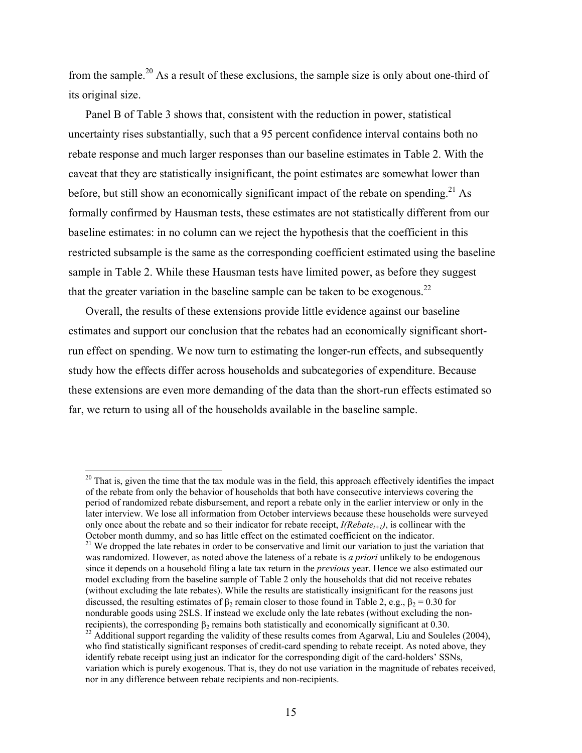from the sample.[20] As a result of these exclusions, the sample size is only about one-third of its original size.

Panel B of Table 3 shows that, consistent with the reduction in power, statistical uncertainty rises substantially, such that a 95 percent confidence interval contains both no rebate response and much larger responses than our baseline estimates in Table 2. With the caveat that they are statistically insignificant, the point estimates are somewhat lower than before, but still show an economically significant impact of the rebate on spending.[21] As formally confirmed by Hausman tests, these estimates are not statistically different from our baseline estimates: in no column can we reject the hypothesis that the coefficient in this restricted subsample is the same as the corresponding coefficient estimated using the baseline sample in Table 2. While these Hausman tests have limited power, as before they suggest that the greater variation in the baseline sample can be taken to be exogenous.[22]

Overall, the results of these extensions provide little evidence against our baseline estimates and support our conclusion that the rebates had an economically significant short-run effect on spending. We now turn to estimating the longer-run effects, and subsequently study how the effects differ across households and subcategories of expenditure. Because these extensions are even more demanding of the data than the short-run effects estimated so far, we return to using all of the households available in the baseline sample.

---

[20] That is, given the time that the tax module was in the field, this approach effectively identifies the impact of the rebate from only the behavior of households that both have consecutive interviews covering the period of randomized rebate disbursement, and report a rebate only in the earlier interview or only in the later interview. We lose all information from October interviews because these households were surveyed only once about the rebate and so their indicator for rebate receipt, $I(Rebate_{t+1})$, is collinear with the October month dummy, and so has little effect on the estimated coefficient on the indicator.

[21] We dropped the late rebates in order to be conservative and limit our variation to just the variation that was randomized. However, as noted above the lateness of a rebate is *a priori* unlikely to be endogenous since it depends on a household filing a late tax return in the *previous* year. Hence we also estimated our model excluding from the baseline sample of Table 2 only the households that did not receive rebates (without excluding the late rebates). While the results are statistically insignificant for the reasons just discussed, the resulting estimates of $\beta_2$ remain closer to those found in Table 2, e.g., $\beta_2 = 0.30$ for nondurable goods using 2SLS. If instead we exclude only the late rebates (without excluding the non-recipients), the corresponding $\beta_2$ remains both statistically and economically significant at 0.30.

[22] Additional support regarding the validity of these results comes from Agarwal, Liu and Souleles (2004), who find statistically significant responses of credit-card spending to rebate receipt. As noted above, they identify rebate receipt using just an indicator for the corresponding digit of the card-holders' SSNs, variation which is purely exogenous. That is, they do not use variation in the magnitude of rebates received, nor in any difference between rebate recipients and non-recipients.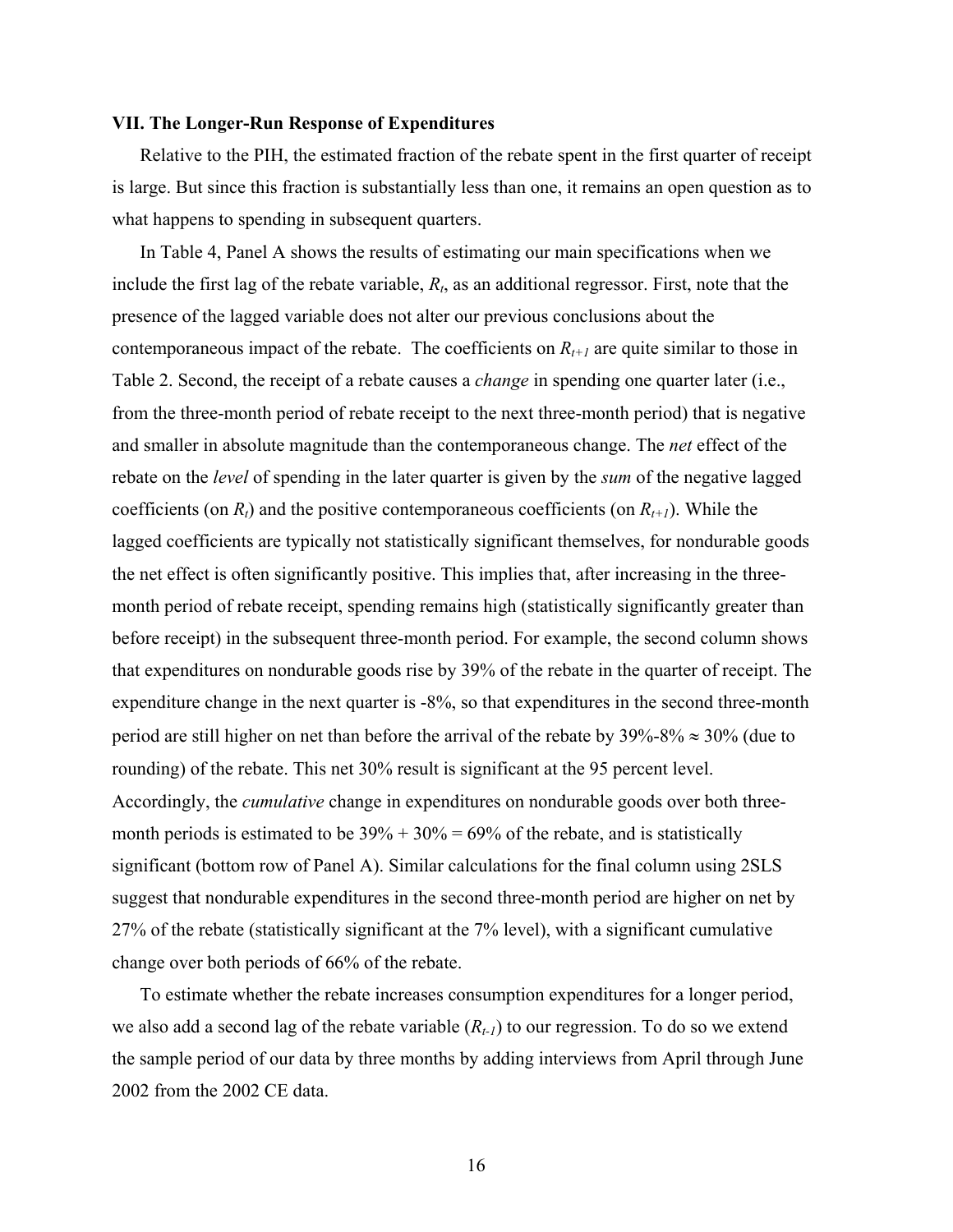### VII. The Longer-Run Response of Expenditures

Relative to the PIH, the estimated fraction of the rebate spent in the first quarter of receipt is large. But since this fraction is substantially less than one, it remains an open question as to what happens to spending in subsequent quarters.

In Table 4, Panel A shows the results of estimating our main specifications when we include the first lag of the rebate variable, $R_t$, as an additional regressor. First, note that the presence of the lagged variable does not alter our previous conclusions about the contemporaneous impact of the rebate. The coefficients on $R_{t+1}$ are quite similar to those in Table 2. Second, the receipt of a rebate causes a *change* in spending one quarter later (i.e., from the three-month period of rebate receipt to the next three-month period) that is negative and smaller in absolute magnitude than the contemporaneous change. The *net* effect of the rebate on the *level* of spending in the later quarter is given by the *sum* of the negative lagged coefficients (on $R_t$) and the positive contemporaneous coefficients (on $R_{t+1}$). While the lagged coefficients are typically not statistically significant themselves, for nondurable goods the net effect is often significantly positive. This implies that, after increasing in the three-month period of rebate receipt, spending remains high (statistically significantly greater than before receipt) in the subsequent three-month period. For example, the second column shows that expenditures on nondurable goods rise by 39% of the rebate in the quarter of receipt. The expenditure change in the next quarter is -8%, so that expenditures in the second three-month period are still higher on net than before the arrival of the rebate by 39%-8% $\approx$ 30% (due to rounding) of the rebate. This net 30% result is significant at the 95 percent level. Accordingly, the *cumulative* change in expenditures on nondurable goods over both three-month periods is estimated to be 39% + 30% = 69% of the rebate, and is statistically significant (bottom row of Panel A). Similar calculations for the final column using 2SLS suggest that nondurable expenditures in the second three-month period are higher on net by 27% of the rebate (statistically significant at the 7% level), with a significant cumulative change over both periods of 66% of the rebate.

To estimate whether the rebate increases consumption expenditures for a longer period, we also add a second lag of the rebate variable ($R_{t-1}$) to our regression. To do so we extend the sample period of our data by three months by adding interviews from April through June 2002 from the 2002 CE data.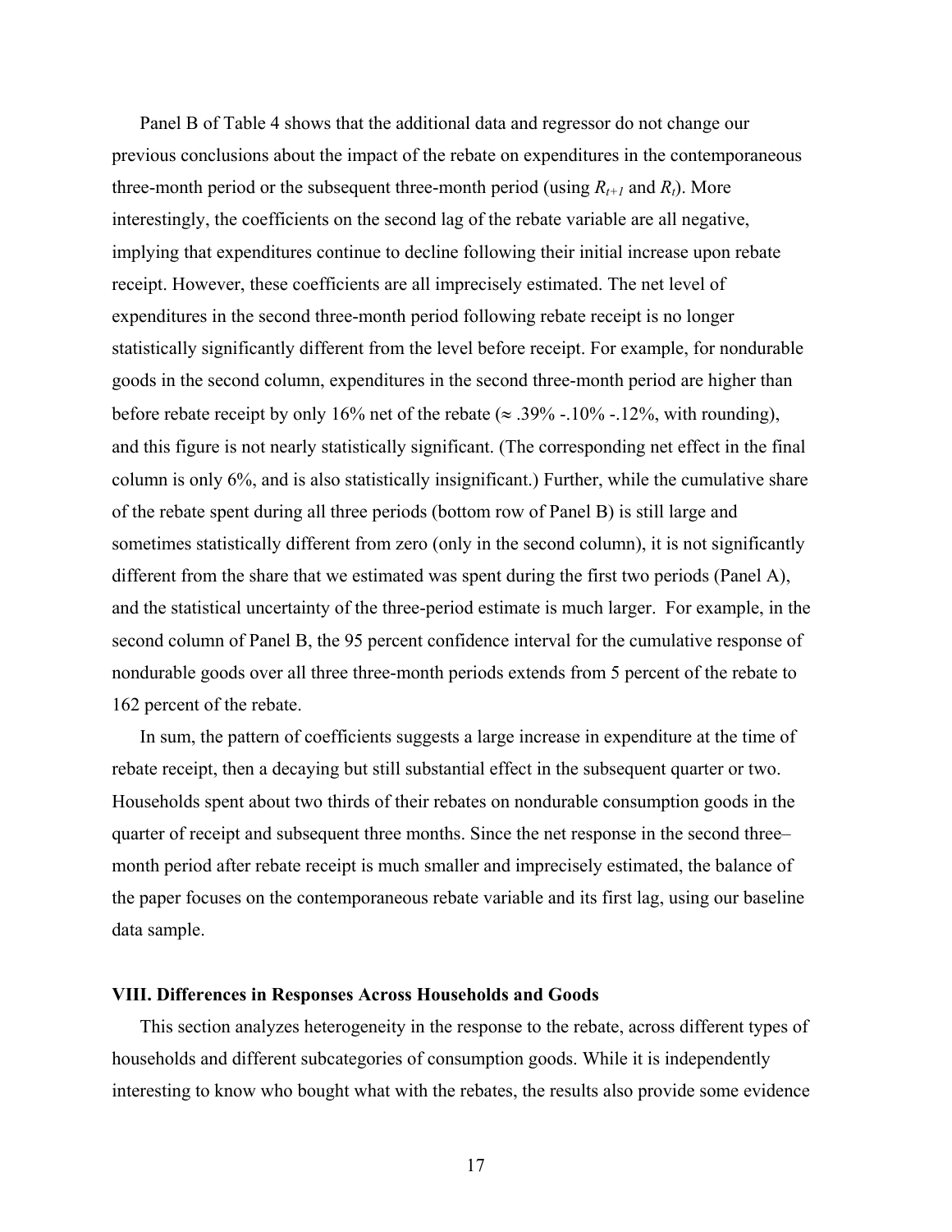Panel B of Table 4 shows that the additional data and regressor do not change our previous conclusions about the impact of the rebate on expenditures in the contemporaneous three-month period or the subsequent three-month period (using $R_{t+1}$ and $R_t$). More interestingly, the coefficients on the second lag of the rebate variable are all negative, implying that expenditures continue to decline following their initial increase upon rebate receipt. However, these coefficients are all imprecisely estimated. The net level of expenditures in the second three-month period following rebate receipt is no longer statistically significantly different from the level before receipt. For example, for nondurable goods in the second column, expenditures in the second three-month period are higher than before rebate receipt by only 16% net of the rebate ($\approx$ .39% -.10% -.12%, with rounding), and this figure is not nearly statistically significant. (The corresponding net effect in the final column is only 6%, and is also statistically insignificant.) Further, while the cumulative share of the rebate spent during all three periods (bottom row of Panel B) is still large and sometimes statistically different from zero (only in the second column), it is not significantly different from the share that we estimated was spent during the first two periods (Panel A), and the statistical uncertainty of the three-period estimate is much larger. For example, in the second column of Panel B, the 95 percent confidence interval for the cumulative response of nondurable goods over all three three-month periods extends from 5 percent of the rebate to 162 percent of the rebate.

In sum, the pattern of coefficients suggests a large increase in expenditure at the time of rebate receipt, then a decaying but still substantial effect in the subsequent quarter or two. Households spent about two thirds of their rebates on nondurable consumption goods in the quarter of receipt and subsequent three months. Since the net response in the second three–month period after rebate receipt is much smaller and imprecisely estimated, the balance of the paper focuses on the contemporaneous rebate variable and its first lag, using our baseline data sample.

## VIII. Differences in Responses Across Households and Goods

This section analyzes heterogeneity in the response to the rebate, across different types of households and different subcategories of consumption goods. While it is independently interesting to know who bought what with the rebates, the results also provide some evidence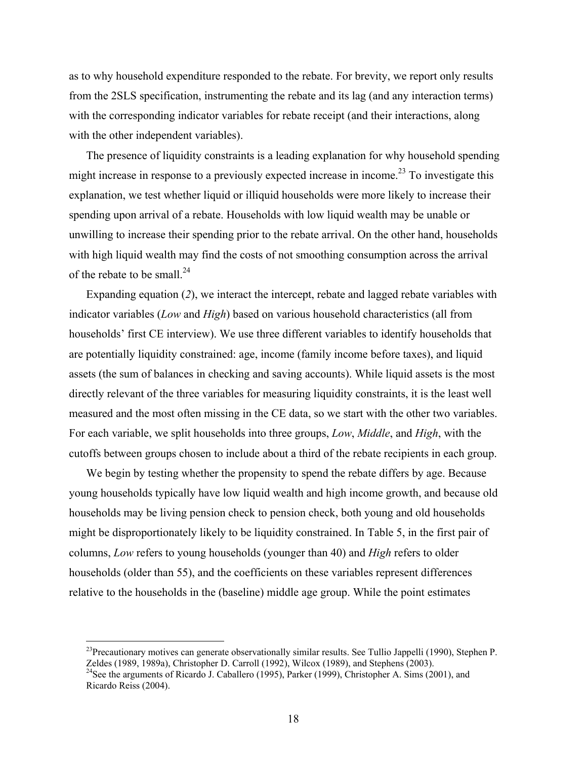as to why household expenditure responded to the rebate. For brevity, we report only results from the 2SLS specification, instrumenting the rebate and its lag (and any interaction terms) with the corresponding indicator variables for rebate receipt (and their interactions, along with the other independent variables).

The presence of liquidity constraints is a leading explanation for why household spending might increase in response to a previously expected increase in income.[23] To investigate this explanation, we test whether liquid or illiquid households were more likely to increase their spending upon arrival of a rebate. Households with low liquid wealth may be unable or unwilling to increase their spending prior to the rebate arrival. On the other hand, households with high liquid wealth may find the costs of not smoothing consumption across the arrival of the rebate to be small.[24]

Expanding equation (*2*), we interact the intercept, rebate and lagged rebate variables with indicator variables (*Low* and *High*) based on various household characteristics (all from households' first CE interview). We use three different variables to identify households that are potentially liquidity constrained: age, income (family income before taxes), and liquid assets (the sum of balances in checking and saving accounts). While liquid assets is the most directly relevant of the three variables for measuring liquidity constraints, it is the least well measured and the most often missing in the CE data, so we start with the other two variables. For each variable, we split households into three groups, *Low*, *Middle*, and *High*, with the cutoffs between groups chosen to include about a third of the rebate recipients in each group.

We begin by testing whether the propensity to spend the rebate differs by age. Because young households typically have low liquid wealth and high income growth, and because old households may be living pension check to pension check, both young and old households might be disproportionately likely to be liquidity constrained. In Table 5, in the first pair of columns, *Low* refers to young households (younger than 40) and *High* refers to older households (older than 55), and the coefficients on these variables represent differences relative to the households in the (baseline) middle age group. While the point estimates

---

[23] Precautionary motives can generate observationally similar results. See Tullio Jappelli (1990), Stephen P. Zeldes (1989, 1989a), Christopher D. Carroll (1992), Wilcox (1989), and Stephens (2003).

[24] See the arguments of Ricardo J. Caballero (1995), Parker (1999), Christopher A. Sims (2001), and Ricardo Reiss (2004).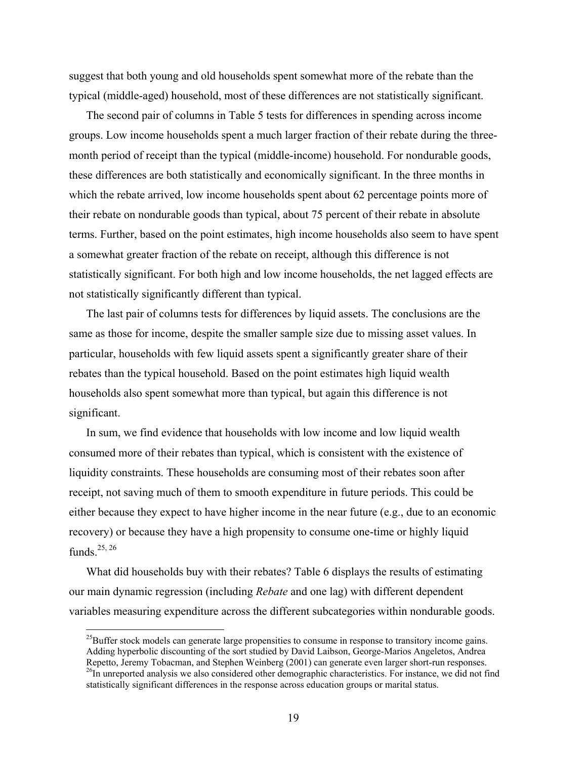suggest that both young and old households spent somewhat more of the rebate than the typical (middle-aged) household, most of these differences are not statistically significant.

The second pair of columns in Table 5 tests for differences in spending across income groups. Low income households spent a much larger fraction of their rebate during the three-month period of receipt than the typical (middle-income) household. For nondurable goods, these differences are both statistically and economically significant. In the three months in which the rebate arrived, low income households spent about 62 percentage points more of their rebate on nondurable goods than typical, about 75 percent of their rebate in absolute terms. Further, based on the point estimates, high income households also seem to have spent a somewhat greater fraction of the rebate on receipt, although this difference is not statistically significant. For both high and low income households, the net lagged effects are not statistically significantly different than typical.

The last pair of columns tests for differences by liquid assets. The conclusions are the same as those for income, despite the smaller sample size due to missing asset values. In particular, households with few liquid assets spent a significantly greater share of their rebates than the typical household. Based on the point estimates high liquid wealth households also spent somewhat more than typical, but again this difference is not significant.

In sum, we find evidence that households with low income and low liquid wealth consumed more of their rebates than typical, which is consistent with the existence of liquidity constraints. These households are consuming most of their rebates soon after receipt, not saving much of them to smooth expenditure in future periods. This could be either because they expect to have higher income in the near future (e.g., due to an economic recovery) or because they have a high propensity to consume one-time or highly liquid funds.[25, 26]

What did households buy with their rebates? Table 6 displays the results of estimating our main dynamic regression (including *Rebate* and one lag) with different dependent variables measuring expenditure across the different subcategories within nondurable goods.

---

[25] Buffer stock models can generate large propensities to consume in response to transitory income gains. Adding hyperbolic discounting of the sort studied by David Laibson, George-Marios Angeletos, Andrea Repetto, Jeremy Tobacman, and Stephen Weinberg (2001) can generate even larger short-run responses.

[26] In unreported analysis we also considered other demographic characteristics. For instance, we did not find statistically significant differences in the response across education groups or marital status.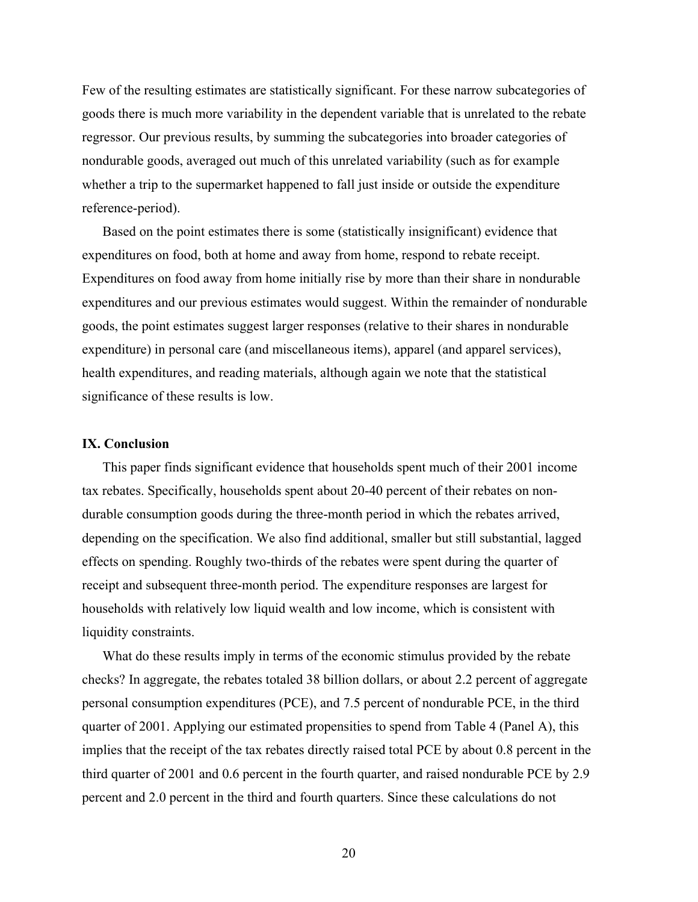Few of the resulting estimates are statistically significant. For these narrow subcategories of goods there is much more variability in the dependent variable that is unrelated to the rebate regressor. Our previous results, by summing the subcategories into broader categories of nondurable goods, averaged out much of this unrelated variability (such as for example whether a trip to the supermarket happened to fall just inside or outside the expenditure reference-period).

Based on the point estimates there is some (statistically insignificant) evidence that expenditures on food, both at home and away from home, respond to rebate receipt. Expenditures on food away from home initially rise by more than their share in nondurable expenditures and our previous estimates would suggest. Within the remainder of nondurable goods, the point estimates suggest larger responses (relative to their shares in nondurable expenditure) in personal care (and miscellaneous items), apparel (and apparel services), health expenditures, and reading materials, although again we note that the statistical significance of these results is low.

### IX. Conclusion

This paper finds significant evidence that households spent much of their 2001 income tax rebates. Specifically, households spent about 20-40 percent of their rebates on non-durable consumption goods during the three-month period in which the rebates arrived, depending on the specification. We also find additional, smaller but still substantial, lagged effects on spending. Roughly two-thirds of the rebates were spent during the quarter of receipt and subsequent three-month period. The expenditure responses are largest for households with relatively low liquid wealth and low income, which is consistent with liquidity constraints.

What do these results imply in terms of the economic stimulus provided by the rebate checks? In aggregate, the rebates totaled 38 billion dollars, or about 2.2 percent of aggregate personal consumption expenditures (PCE), and 7.5 percent of nondurable PCE, in the third quarter of 2001. Applying our estimated propensities to spend from Table 4 (Panel A), this implies that the receipt of the tax rebates directly raised total PCE by about 0.8 percent in the third quarter of 2001 and 0.6 percent in the fourth quarter, and raised nondurable PCE by 2.9 percent and 2.0 percent in the third and fourth quarters. Since these calculations do not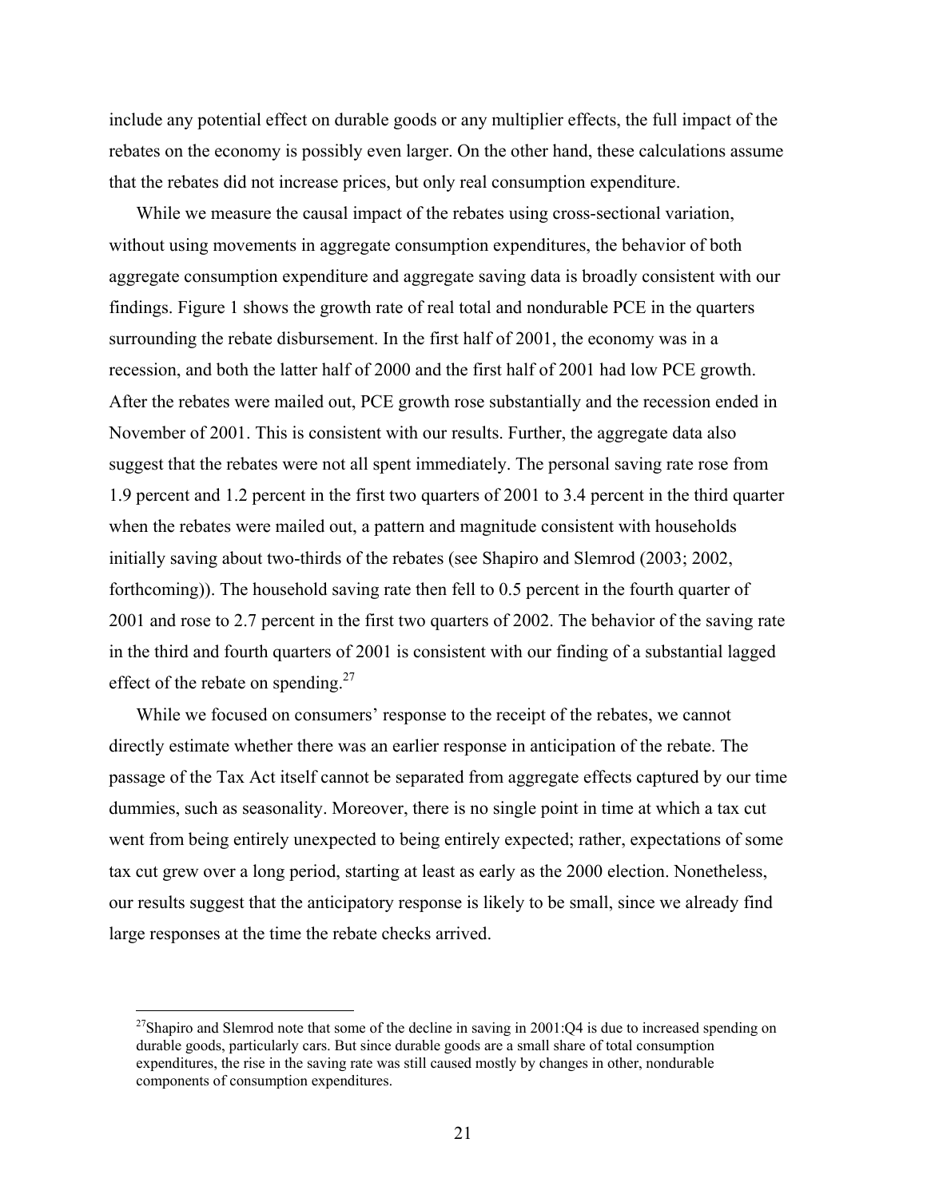include any potential effect on durable goods or any multiplier effects, the full impact of the rebates on the economy is possibly even larger. On the other hand, these calculations assume that the rebates did not increase prices, but only real consumption expenditure.

While we measure the causal impact of the rebates using cross-sectional variation, without using movements in aggregate consumption expenditures, the behavior of both aggregate consumption expenditure and aggregate saving data is broadly consistent with our findings. Figure 1 shows the growth rate of real total and nondurable PCE in the quarters surrounding the rebate disbursement. In the first half of 2001, the economy was in a recession, and both the latter half of 2000 and the first half of 2001 had low PCE growth. After the rebates were mailed out, PCE growth rose substantially and the recession ended in November of 2001. This is consistent with our results. Further, the aggregate data also suggest that the rebates were not all spent immediately. The personal saving rate rose from 1.9 percent and 1.2 percent in the first two quarters of 2001 to 3.4 percent in the third quarter when the rebates were mailed out, a pattern and magnitude consistent with households initially saving about two-thirds of the rebates (see Shapiro and Slemrod (2003; 2002, forthcoming)). The household saving rate then fell to 0.5 percent in the fourth quarter of 2001 and rose to 2.7 percent in the first two quarters of 2002. The behavior of the saving rate in the third and fourth quarters of 2001 is consistent with our finding of a substantial lagged effect of the rebate on spending.[27]

While we focused on consumers' response to the receipt of the rebates, we cannot directly estimate whether there was an earlier response in anticipation of the rebate. The passage of the Tax Act itself cannot be separated from aggregate effects captured by our time dummies, such as seasonality. Moreover, there is no single point in time at which a tax cut went from being entirely unexpected to being entirely expected; rather, expectations of some tax cut grew over a long period, starting at least as early as the 2000 election. Nonetheless, our results suggest that the anticipatory response is likely to be small, since we already find large responses at the time the rebate checks arrived.

---

[27]Shapiro and Slemrod note that some of the decline in saving in 2001:Q4 is due to increased spending on durable goods, particularly cars. But since durable goods are a small share of total consumption expenditures, the rise in the saving rate was still caused mostly by changes in other, nondurable components of consumption expenditures.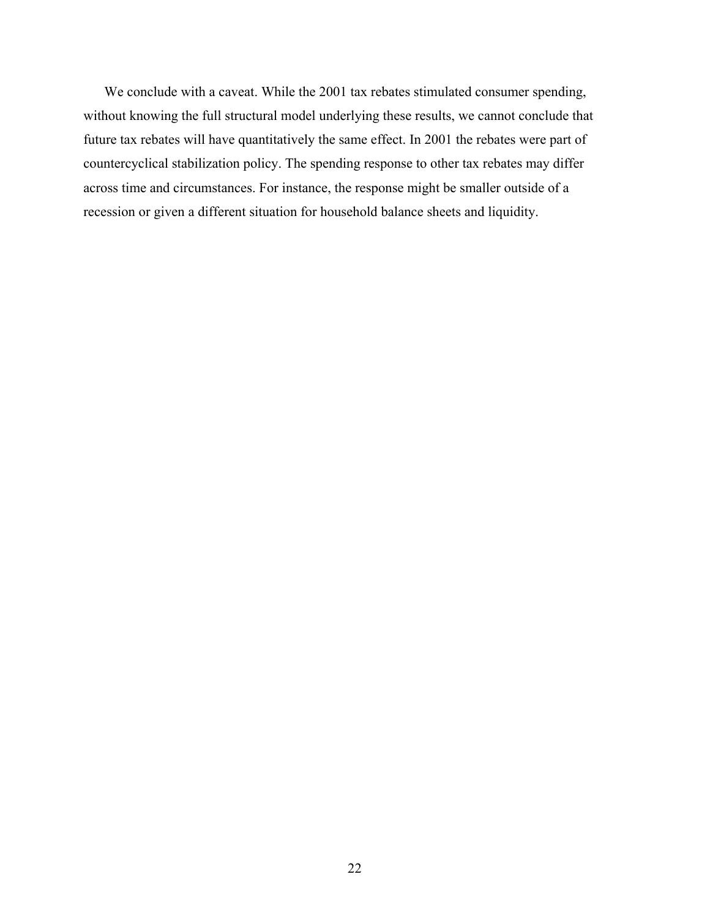We conclude with a caveat. While the 2001 tax rebates stimulated consumer spending, without knowing the full structural model underlying these results, we cannot conclude that future tax rebates will have quantitatively the same effect. In 2001 the rebates were part of countercyclical stabilization policy. The spending response to other tax rebates may differ across time and circumstances. For instance, the response might be smaller outside of a recession or given a different situation for household balance sheets and liquidity.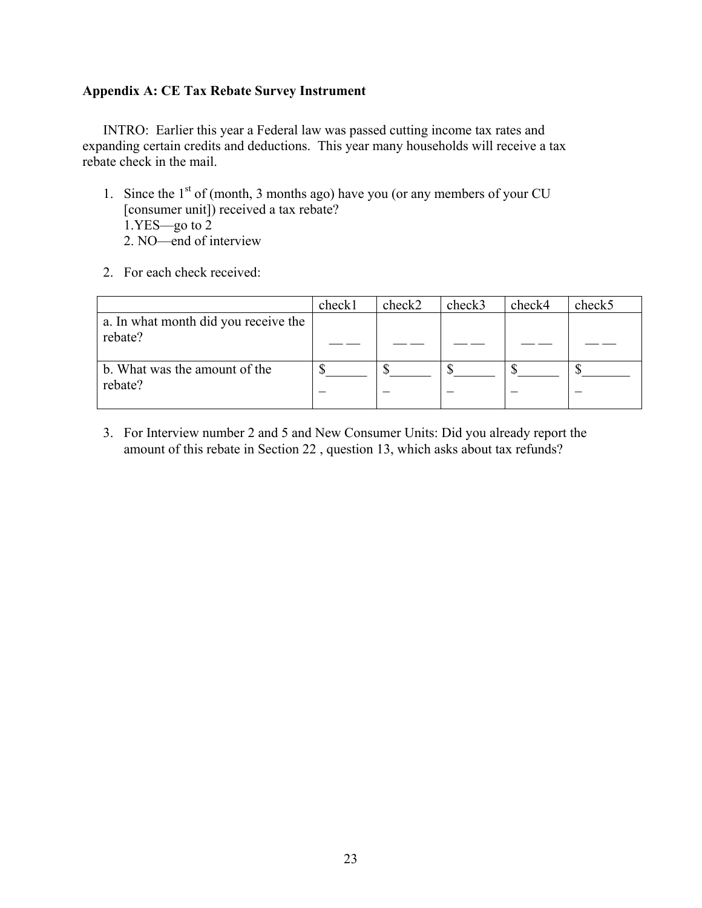### Appendix A: CE Tax Rebate Survey Instrument

INTRO: Earlier this year a Federal law was passed cutting income tax rates and expanding certain credits and deductions. This year many households will receive a tax rebate check in the mail.

1. Since the 1st of (month, 3 months ago) have you (or any members of your CU [consumer unit]) received a tax rebate?
   1.YES—go to 2
   2. NO—end of interview

2. For each check received:

| | check1 | check2 | check3 | check4 | check5 |
|---|---|---|---|---|---|
| a. In what month did you receive the rebate? | __ __ | __ __ | __ __ | __ __ | __ __ |
| b. What was the amount of the rebate? | $_______ | $_______ | $_______ | $_______ | $________ |

3. For Interview number 2 and 5 and New Consumer Units: Did you already report the amount of this rebate in Section 22 , question 13, which asks about tax refunds?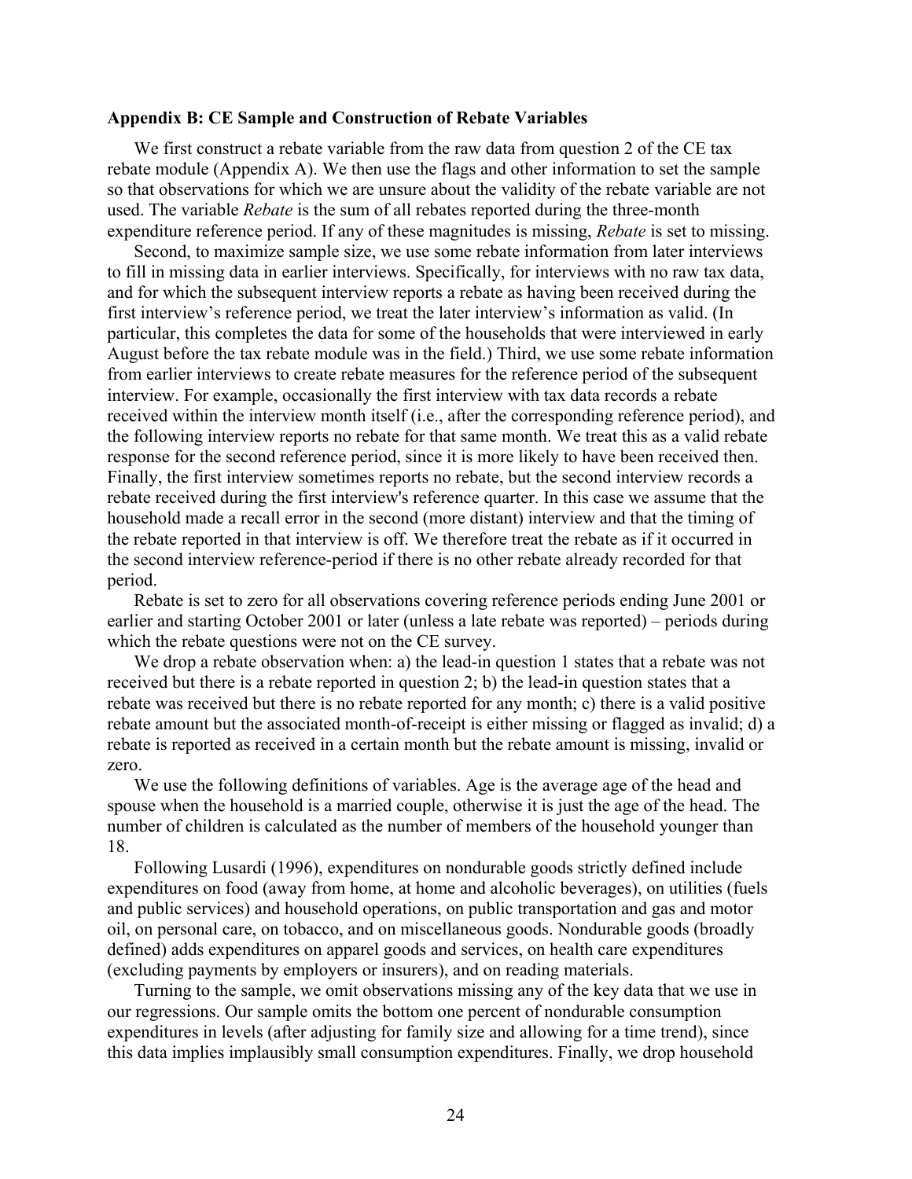### Appendix B: CE Sample and Construction of Rebate Variables

We first construct a rebate variable from the raw data from question 2 of the CE tax rebate module (Appendix A). We then use the flags and other information to set the sample so that observations for which we are unsure about the validity of the rebate variable are not used. The variable *Rebate* is the sum of all rebates reported during the three-month expenditure reference period. If any of these magnitudes is missing, *Rebate* is set to missing.

Second, to maximize sample size, we use some rebate information from later interviews to fill in missing data in earlier interviews. Specifically, for interviews with no raw tax data, and for which the subsequent interview reports a rebate as having been received during the first interview's reference period, we treat the later interview's information as valid. (In particular, this completes the data for some of the households that were interviewed in early August before the tax rebate module was in the field.) Third, we use some rebate information from earlier interviews to create rebate measures for the reference period of the subsequent interview. For example, occasionally the first interview with tax data records a rebate received within the interview month itself (i.e., after the corresponding reference period), and the following interview reports no rebate for that same month. We treat this as a valid rebate response for the second reference period, since it is more likely to have been received then. Finally, the first interview sometimes reports no rebate, but the second interview records a rebate received during the first interview's reference quarter. In this case we assume that the household made a recall error in the second (more distant) interview and that the timing of the rebate reported in that interview is off. We therefore treat the rebate as if it occurred in the second interview reference-period if there is no other rebate already recorded for that period.

Rebate is set to zero for all observations covering reference periods ending June 2001 or earlier and starting October 2001 or later (unless a late rebate was reported) – periods during which the rebate questions were not on the CE survey.

We drop a rebate observation when: a) the lead-in question 1 states that a rebate was not received but there is a rebate reported in question 2; b) the lead-in question states that a rebate was received but there is no rebate reported for any month; c) there is a valid positive rebate amount but the associated month-of-receipt is either missing or flagged as invalid; d) a rebate is reported as received in a certain month but the rebate amount is missing, invalid or zero.

We use the following definitions of variables. Age is the average age of the head and spouse when the household is a married couple, otherwise it is just the age of the head. The number of children is calculated as the number of members of the household younger than 18.

Following Lusardi (1996), expenditures on nondurable goods strictly defined include expenditures on food (away from home, at home and alcoholic beverages), on utilities (fuels and public services) and household operations, on public transportation and gas and motor oil, on personal care, on tobacco, and on miscellaneous goods. Nondurable goods (broadly defined) adds expenditures on apparel goods and services, on health care expenditures (excluding payments by employers or insurers), and on reading materials.

Turning to the sample, we omit observations missing any of the key data that we use in our regressions. Our sample omits the bottom one percent of nondurable consumption expenditures in levels (after adjusting for family size and allowing for a time trend), since this data implies implausibly small consumption expenditures. Finally, we drop household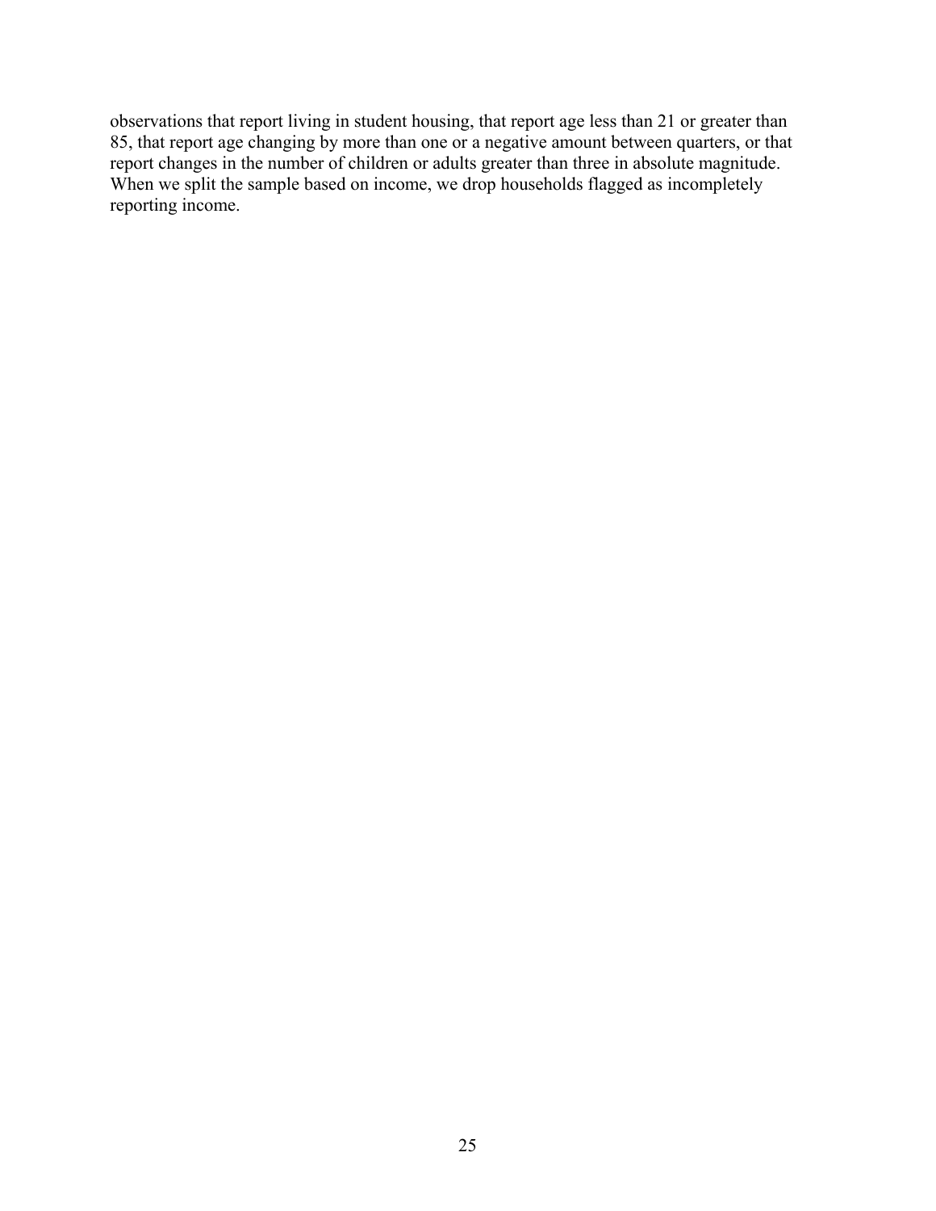observations that report living in student housing, that report age less than 21 or greater than 85, that report age changing by more than one or a negative amount between quarters, or that report changes in the number of children or adults greater than three in absolute magnitude. When we split the sample based on income, we drop households flagged as incompletely reporting income.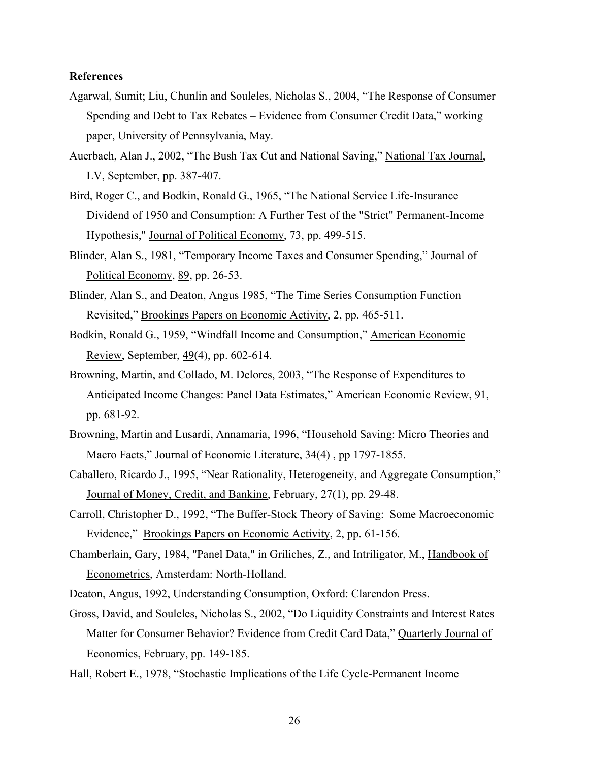**References**

Agarwal, Sumit; Liu, Chunlin and Souleles, Nicholas S., 2004, "The Response of Consumer Spending and Debt to Tax Rebates – Evidence from Consumer Credit Data," working paper, University of Pennsylvania, May.

Auerbach, Alan J., 2002, "The Bush Tax Cut and National Saving," National Tax Journal, LV, September, pp. 387-407.

Bird, Roger C., and Bodkin, Ronald G., 1965, "The National Service Life-Insurance Dividend of 1950 and Consumption: A Further Test of the "Strict" Permanent-Income Hypothesis," Journal of Political Economy, 73, pp. 499-515.

Blinder, Alan S., 1981, "Temporary Income Taxes and Consumer Spending," Journal of Political Economy, 89, pp. 26-53.

Blinder, Alan S., and Deaton, Angus 1985, "The Time Series Consumption Function Revisited," Brookings Papers on Economic Activity, 2, pp. 465-511.

Bodkin, Ronald G., 1959, "Windfall Income and Consumption," American Economic Review, September, 49(4), pp. 602-614.

Browning, Martin, and Collado, M. Delores, 2003, "The Response of Expenditures to Anticipated Income Changes: Panel Data Estimates," American Economic Review, 91, pp. 681-92.

Browning, Martin and Lusardi, Annamaria, 1996, "Household Saving: Micro Theories and Macro Facts," Journal of Economic Literature, 34(4) , pp 1797-1855.

Caballero, Ricardo J., 1995, "Near Rationality, Heterogeneity, and Aggregate Consumption," Journal of Money, Credit, and Banking, February, 27(1), pp. 29-48.

Carroll, Christopher D., 1992, "The Buffer-Stock Theory of Saving: Some Macroeconomic Evidence," Brookings Papers on Economic Activity, 2, pp. 61-156.

Chamberlain, Gary, 1984, "Panel Data," in Griliches, Z., and Intriligator, M., Handbook of Econometrics, Amsterdam: North-Holland.

Deaton, Angus, 1992, Understanding Consumption, Oxford: Clarendon Press.

Gross, David, and Souleles, Nicholas S., 2002, "Do Liquidity Constraints and Interest Rates Matter for Consumer Behavior? Evidence from Credit Card Data," Quarterly Journal of Economics, February, pp. 149-185.

Hall, Robert E., 1978, "Stochastic Implications of the Life Cycle-Permanent Income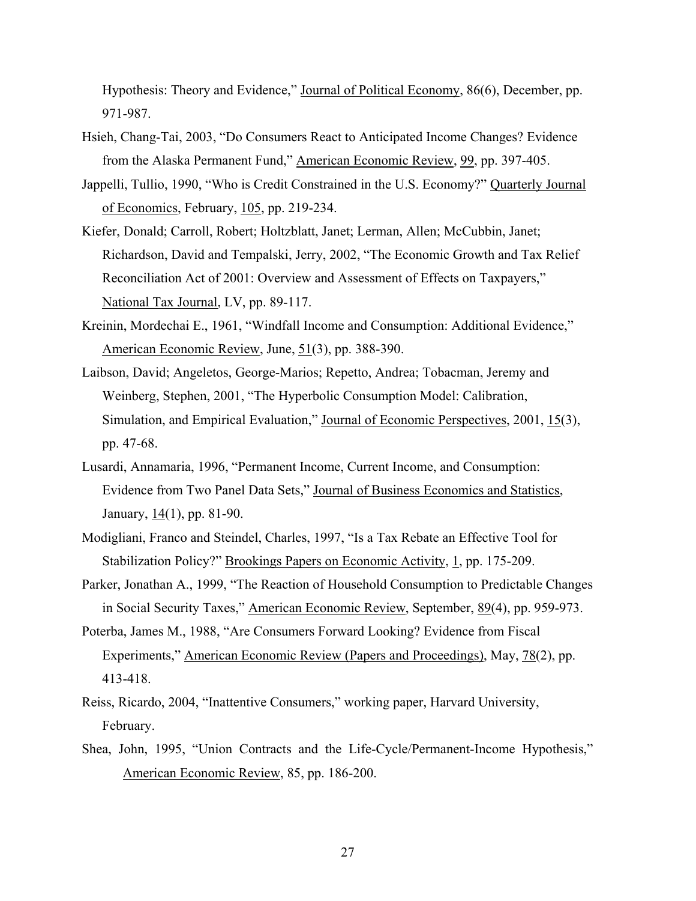Hypothesis: Theory and Evidence," Journal of Political Economy, 86(6), December, pp. 971-987.

Hsieh, Chang-Tai, 2003, "Do Consumers React to Anticipated Income Changes? Evidence from the Alaska Permanent Fund," American Economic Review, 99, pp. 397-405.

Jappelli, Tullio, 1990, "Who is Credit Constrained in the U.S. Economy?" Quarterly Journal of Economics, February, 105, pp. 219-234.

Kiefer, Donald; Carroll, Robert; Holtzblatt, Janet; Lerman, Allen; McCubbin, Janet; Richardson, David and Tempalski, Jerry, 2002, "The Economic Growth and Tax Relief Reconciliation Act of 2001: Overview and Assessment of Effects on Taxpayers," National Tax Journal, LV, pp. 89-117.

Kreinin, Mordechai E., 1961, "Windfall Income and Consumption: Additional Evidence," American Economic Review, June, 51(3), pp. 388-390.

Laibson, David; Angeletos, George-Marios; Repetto, Andrea; Tobacman, Jeremy and Weinberg, Stephen, 2001, "The Hyperbolic Consumption Model: Calibration, Simulation, and Empirical Evaluation," Journal of Economic Perspectives, 2001, 15(3), pp. 47-68.

Lusardi, Annamaria, 1996, "Permanent Income, Current Income, and Consumption: Evidence from Two Panel Data Sets," Journal of Business Economics and Statistics, January, 14(1), pp. 81-90.

Modigliani, Franco and Steindel, Charles, 1997, "Is a Tax Rebate an Effective Tool for Stabilization Policy?" Brookings Papers on Economic Activity, 1, pp. 175-209.

Parker, Jonathan A., 1999, "The Reaction of Household Consumption to Predictable Changes in Social Security Taxes," American Economic Review, September, 89(4), pp. 959-973.

Poterba, James M., 1988, "Are Consumers Forward Looking? Evidence from Fiscal Experiments," American Economic Review (Papers and Proceedings), May, 78(2), pp. 413-418.

Reiss, Ricardo, 2004, "Inattentive Consumers," working paper, Harvard University, February.

Shea, John, 1995, "Union Contracts and the Life-Cycle/Permanent-Income Hypothesis," American Economic Review, 85, pp. 186-200.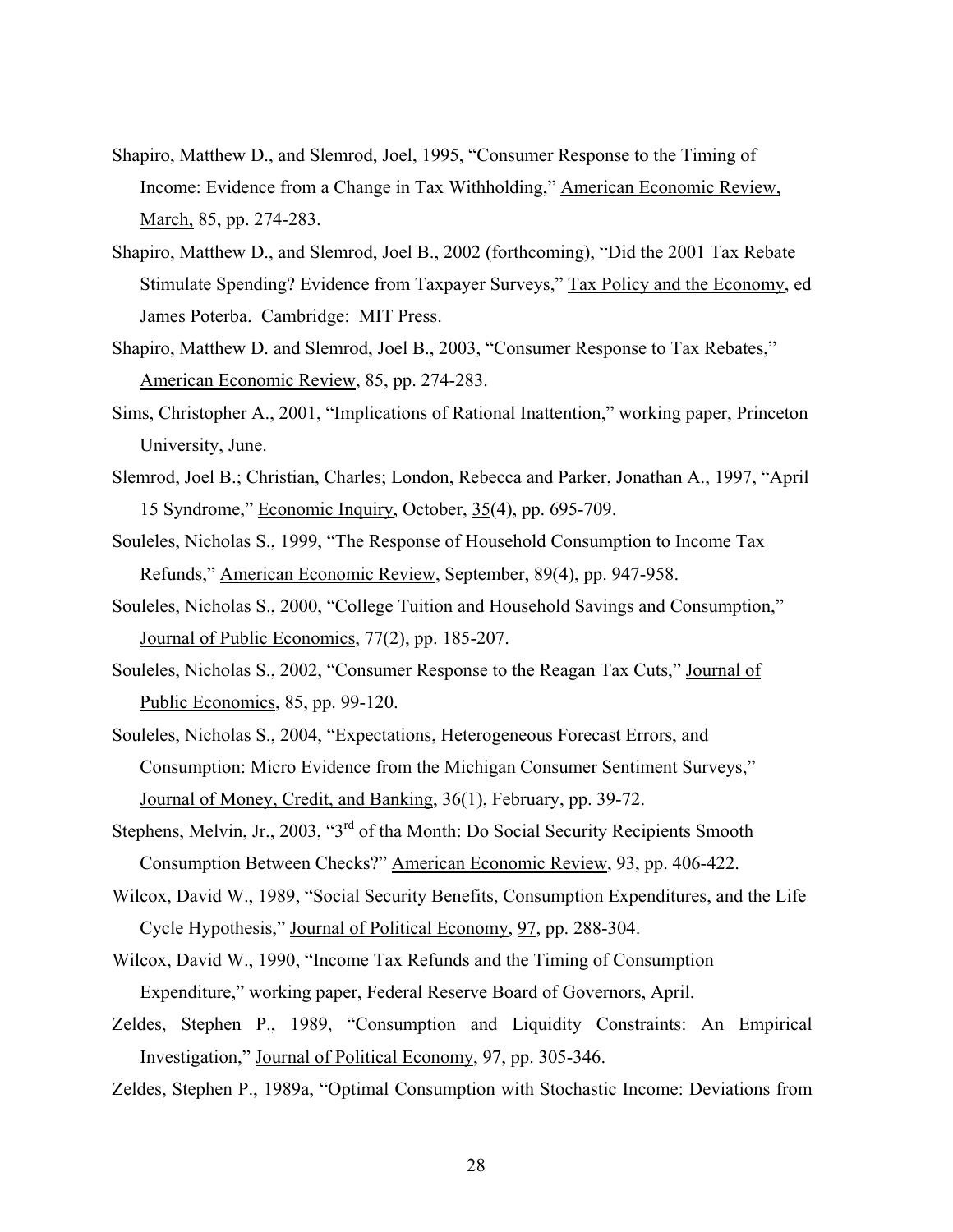Shapiro, Matthew D., and Slemrod, Joel, 1995, "Consumer Response to the Timing of Income: Evidence from a Change in Tax Withholding," American Economic Review, March, 85, pp. 274-283.

Shapiro, Matthew D., and Slemrod, Joel B., 2002 (forthcoming), "Did the 2001 Tax Rebate Stimulate Spending? Evidence from Taxpayer Surveys," Tax Policy and the Economy, ed James Poterba. Cambridge: MIT Press.

Shapiro, Matthew D. and Slemrod, Joel B., 2003, "Consumer Response to Tax Rebates," American Economic Review, 85, pp. 274-283.

Sims, Christopher A., 2001, "Implications of Rational Inattention," working paper, Princeton University, June.

Slemrod, Joel B.; Christian, Charles; London, Rebecca and Parker, Jonathan A., 1997, "April 15 Syndrome," Economic Inquiry, October, 35(4), pp. 695-709.

Souleles, Nicholas S., 1999, "The Response of Household Consumption to Income Tax Refunds," American Economic Review, September, 89(4), pp. 947-958.

Souleles, Nicholas S., 2000, "College Tuition and Household Savings and Consumption," Journal of Public Economics, 77(2), pp. 185-207.

Souleles, Nicholas S., 2002, "Consumer Response to the Reagan Tax Cuts," Journal of Public Economics, 85, pp. 99-120.

Souleles, Nicholas S., 2004, "Expectations, Heterogeneous Forecast Errors, and Consumption: Micro Evidence from the Michigan Consumer Sentiment Surveys," Journal of Money, Credit, and Banking, 36(1), February, pp. 39-72.

Stephens, Melvin, Jr., 2003, "3rd of tha Month: Do Social Security Recipients Smooth Consumption Between Checks?" American Economic Review, 93, pp. 406-422.

Wilcox, David W., 1989, "Social Security Benefits, Consumption Expenditures, and the Life Cycle Hypothesis," Journal of Political Economy, 97, pp. 288-304.

Wilcox, David W., 1990, "Income Tax Refunds and the Timing of Consumption Expenditure," working paper, Federal Reserve Board of Governors, April.

Zeldes, Stephen P., 1989, "Consumption and Liquidity Constraints: An Empirical Investigation," Journal of Political Economy, 97, pp. 305-346.

Zeldes, Stephen P., 1989a, "Optimal Consumption with Stochastic Income: Deviations from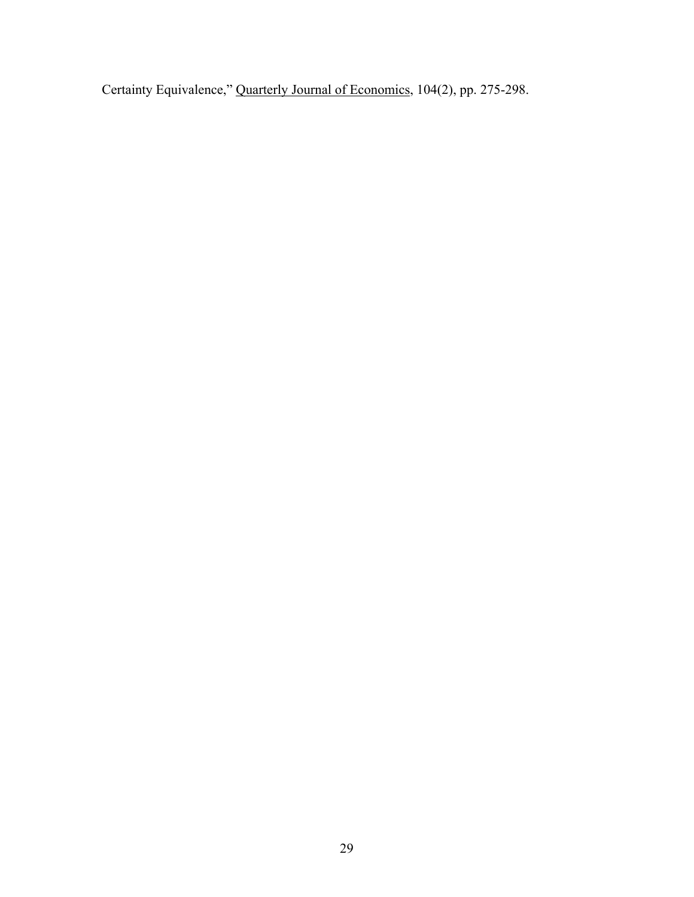Certainty Equivalence," Quarterly Journal of Economics, 104(2), pp. 275-298.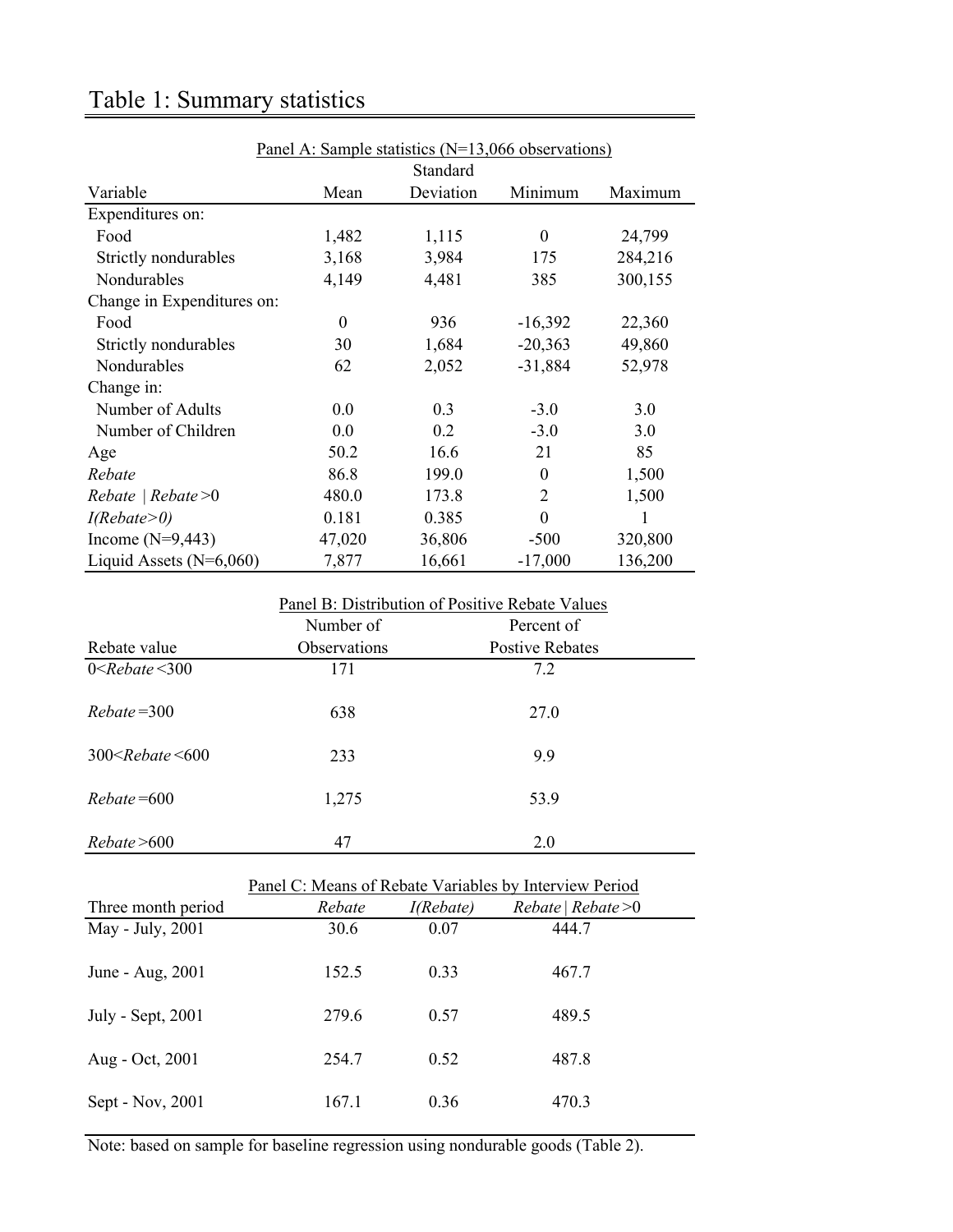# Table 1: Summary statistics

Panel A: Sample statistics (N=13,066 observations)

| Variable | Mean | Standard Deviation | Minimum | Maximum |
|---|---|---|---|---|
| Expenditures on: | | | | |
| Food | 1,482 | 1,115 | 0 | 24,799 |
| Strictly nondurables | 3,168 | 3,984 | 175 | 284,216 |
| Nondurables | 4,149 | 4,481 | 385 | 300,155 |
| Change in Expenditures on: | | | | |
| Food | 0 | 936 | -16,392 | 22,360 |
| Strictly nondurables | 30 | 1,684 | -20,363 | 49,860 |
| Nondurables | 62 | 2,052 | -31,884 | 52,978 |
| Change in: | | | | |
| Number of Adults | 0.0 | 0.3 | -3.0 | 3.0 |
| Number of Children | 0.0 | 0.2 | -3.0 | 3.0 |
| Age | 50.2 | 16.6 | 21 | 85 |
| *Rebate* | 86.8 | 199.0 | 0 | 1,500 |
| *Rebate \| Rebate* >0 | 480.0 | 173.8 | 2 | 1,500 |
| *I(Rebate>0)* | 0.181 | 0.385 | 0 | 1 |
| Income (N=9,443) | 47,020 | 36,806 | -500 | 320,800 |
| Liquid Assets (N=6,060) | 7,877 | 16,661 | -17,000 | 136,200 |

Panel B: Distribution of Positive Rebate Values

| Rebate value | Number of Observations | Percent of Postive Rebates |
|---|---|---|
| 0<*Rebate* <300 | 171 | 7.2 |
| *Rebate* =300 | 638 | 27.0 |
| 300<*Rebate* <600 | 233 | 9.9 |
| *Rebate* =600 | 1,275 | 53.9 |
| *Rebate* >600 | 47 | 2.0 |

Panel C: Means of Rebate Variables by Interview Period

| Three month period | *Rebate* | *I(Rebate)* | *Rebate \| Rebate* >0 |
|---|---|---|---|
| May - July, 2001 | 30.6 | 0.07 | 444.7 |
| June - Aug, 2001 | 152.5 | 0.33 | 467.7 |
| July - Sept, 2001 | 279.6 | 0.57 | 489.5 |
| Aug - Oct, 2001 | 254.7 | 0.52 | 487.8 |
| Sept - Nov, 2001 | 167.1 | 0.36 | 470.3 |

Note: based on sample for baseline regression using nondurable goods (Table 2).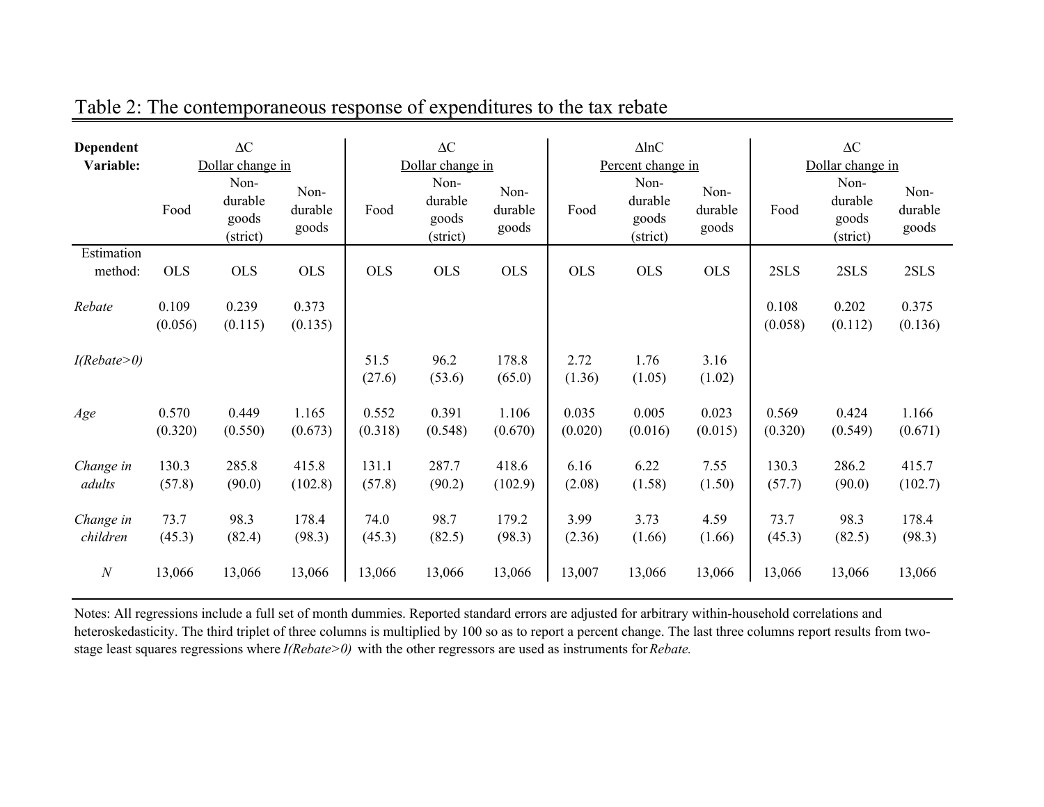Table 2: The contemporaneous response of expenditures to the tax rebate

| **Dependent Variable:** | ΔC Dollar change in | | | ΔC Dollar change in | | | ΔlnC Percent change in | | | ΔC Dollar change in | | |
|---|---|---|---|---|---|---|---|---|---|---|---|---|
| | Food | Non-durable goods (strict) | Non-durable goods | Food | Non-durable goods (strict) | Non-durable goods | Food | Non-durable goods (strict) | Non-durable goods | Food | Non-durable goods (strict) | Non-durable goods |
| Estimation method: | OLS | OLS | OLS | OLS | OLS | OLS | OLS | OLS | OLS | 2SLS | 2SLS | 2SLS |
| *Rebate* | 0.109 | 0.239 | 0.373 | | | | | | | 0.108 | 0.202 | 0.375 |
| | (0.056) | (0.115) | (0.135) | | | | | | | (0.058) | (0.112) | (0.136) |
| *I(Rebate>0)* | | | | 51.5 | 96.2 | 178.8 | 2.72 | 1.76 | 3.16 | | | |
| | | | | (27.6) | (53.6) | (65.0) | (1.36) | (1.05) | (1.02) | | | |
| *Age* | 0.570 | 0.449 | 1.165 | 0.552 | 0.391 | 1.106 | 0.035 | 0.005 | 0.023 | 0.569 | 0.424 | 1.166 |
| | (0.320) | (0.550) | (0.673) | (0.318) | (0.548) | (0.670) | (0.020) | (0.016) | (0.015) | (0.320) | (0.549) | (0.671) |
| *Change in adults* | 130.3 | 285.8 | 415.8 | 131.1 | 287.7 | 418.6 | 6.16 | 6.22 | 7.55 | 130.3 | 286.2 | 415.7 |
| | (57.8) | (90.0) | (102.8) | (57.8) | (90.2) | (102.9) | (2.08) | (1.58) | (1.50) | (57.7) | (90.0) | (102.7) |
| *Change in children* | 73.7 | 98.3 | 178.4 | 74.0 | 98.7 | 179.2 | 3.99 | 3.73 | 4.59 | 73.7 | 98.3 | 178.4 |
| | (45.3) | (82.4) | (98.3) | (45.3) | (82.5) | (98.3) | (2.36) | (1.66) | (1.66) | (45.3) | (82.5) | (98.3) |
| *N* | 13,066 | 13,066 | 13,066 | 13,066 | 13,066 | 13,066 | 13,007 | 13,066 | 13,066 | 13,066 | 13,066 | 13,066 |

Notes: All regressions include a full set of month dummies. Reported standard errors are adjusted for arbitrary within-household correlations and heteroskedasticity. The third triplet of three columns is multiplied by 100 so as to report a percent change. The last three columns report results from two-stage least squares regressions where *I(Rebate>0)* with the other regressors are used as instruments for *Rebate.*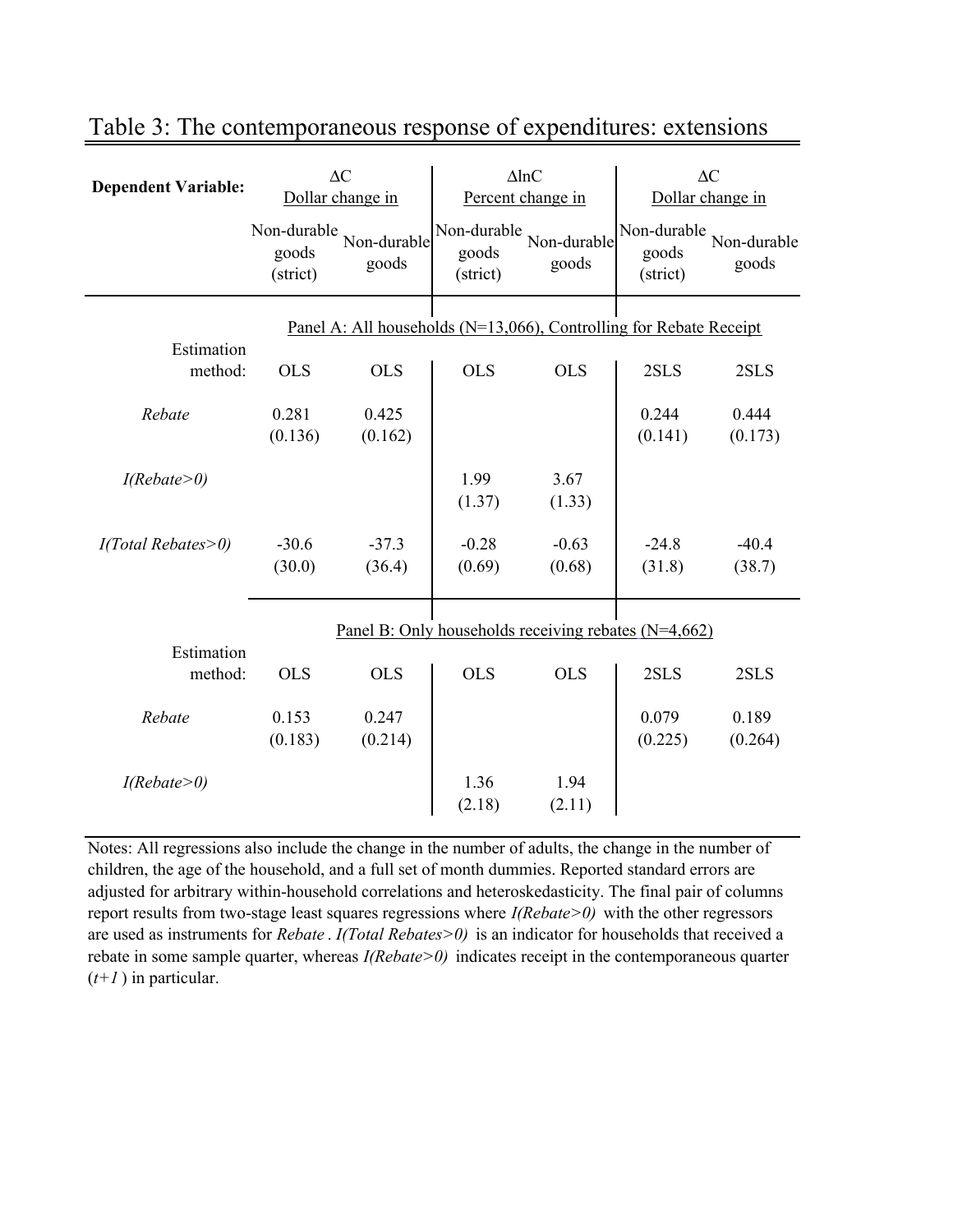# Table 3: The contemporaneous response of expenditures: extensions

| Dependent Variable: | ΔC Dollar change in | | ΔlnC Percent change in | | ΔC Dollar change in | |
|---|---|---|---|---|---|---|
| | Non-durable goods (strict) | Non-durable goods | Non-durable goods (strict) | Non-durable goods | Non-durable goods (strict) | Non-durable goods |
| | **Panel A: All households (N=13,066), Controlling for Rebate Receipt** | | | | | |
| Estimation method: | OLS | OLS | OLS | OLS | 2SLS | 2SLS |
| *Rebate* | 0.281 | 0.425 | | | 0.244 | 0.444 |
| | (0.136) | (0.162) | | | (0.141) | (0.173) |
| *I(Rebate>0)* | | | 1.99 | 3.67 | | |
| | | | (1.37) | (1.33) | | |
| *I(Total Rebates>0)* | -30.6 | -37.3 | -0.28 | -0.63 | -24.8 | -40.4 |
| | (30.0) | (36.4) | (0.69) | (0.68) | (31.8) | (38.7) |
| | **Panel B: Only households receiving rebates (N=4,662)** | | | | | |
| Estimation method: | OLS | OLS | OLS | OLS | 2SLS | 2SLS |
| *Rebate* | 0.153 | 0.247 | | | 0.079 | 0.189 |
| | (0.183) | (0.214) | | | (0.225) | (0.264) |
| *I(Rebate>0)* | | | 1.36 | 1.94 | | |
| | | | (2.18) | (2.11) | | |

Notes: All regressions also include the change in the number of adults, the change in the number of children, the age of the household, and a full set of month dummies. Reported standard errors are adjusted for arbitrary within-household correlations and heteroskedasticity. The final pair of columns report results from two-stage least squares regressions where *I(Rebate>0)* with the other regressors are used as instruments for *Rebate*. *I(Total Rebates>0)* is an indicator for households that received a rebate in some sample quarter, whereas *I(Rebate>0)* indicates receipt in the contemporaneous quarter ($t+1$) in particular.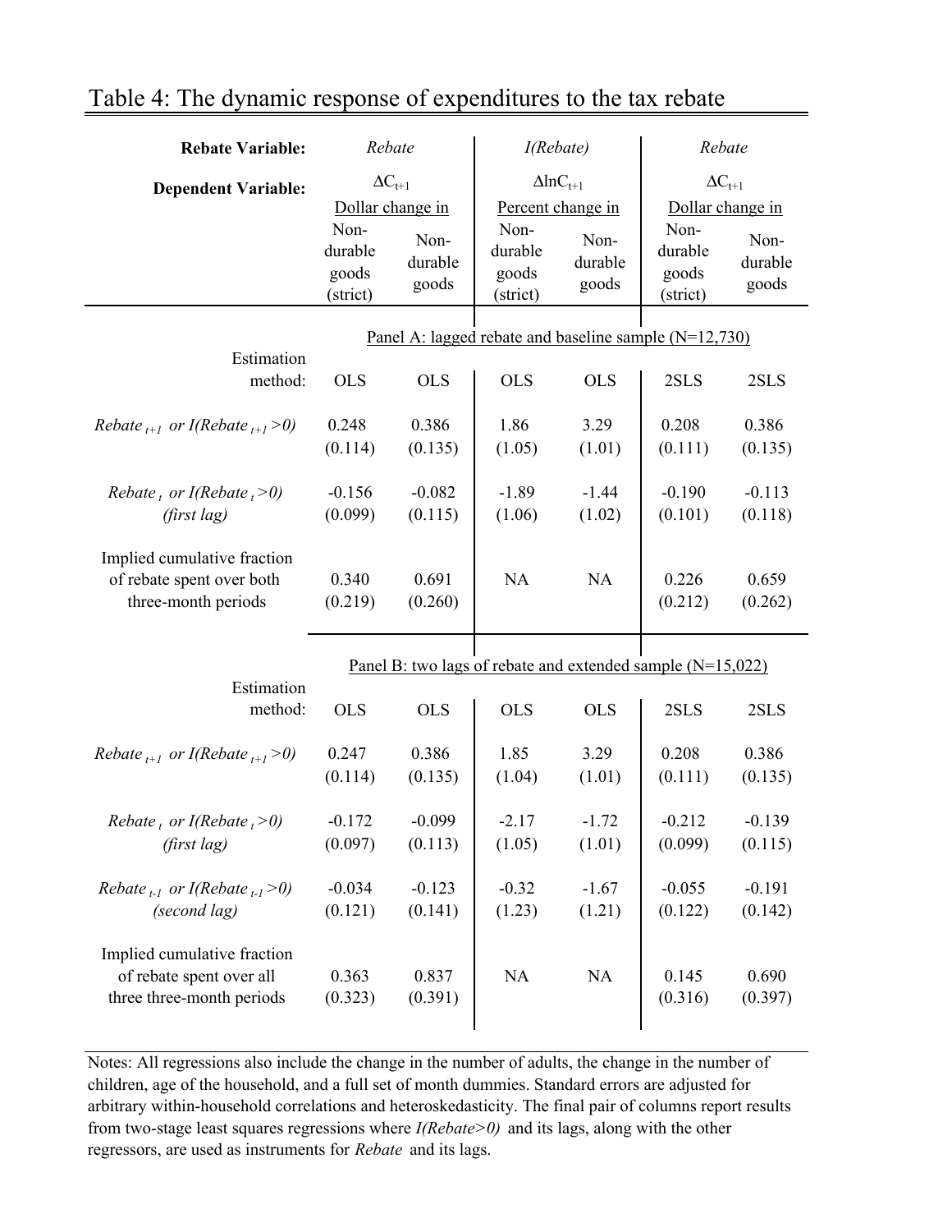## Table 4: The dynamic response of expenditures to the tax rebate

| **Rebate Variable:** | *Rebate* | | *I(Rebate)* | | *Rebate* | |
|---|---|---|---|---|---|---|
| **Dependent Variable:** | $\Delta C_{t+1}$ | | $\Delta \ln C_{t+1}$ | | $\Delta C_{t+1}$ | |
| | Dollar change in | | Percent change in | | Dollar change in | |
| | Non-durable goods (strict) | Non-durable goods | Non-durable goods (strict) | Non-durable goods | Non-durable goods (strict) | Non-durable goods |
| | **Panel A: lagged rebate and baseline sample (N=12,730)** | | | | | |
| Estimation method: | OLS | OLS | OLS | OLS | 2SLS | 2SLS |
| *Rebate $_{t+1}$ or I(Rebate $_{t+1}$ >0)* | 0.248 | 0.386 | 1.86 | 3.29 | 0.208 | 0.386 |
| | (0.114) | (0.135) | (1.05) | (1.01) | (0.111) | (0.135) |
| *Rebate $_{t}$ or I(Rebate $_{t}$ >0) (first lag)* | -0.156 | -0.082 | -1.89 | -1.44 | -0.190 | -0.113 |
| | (0.099) | (0.115) | (1.06) | (1.02) | (0.101) | (0.118) |
| Implied cumulative fraction of rebate spent over both three-month periods | 0.340 | 0.691 | NA | NA | 0.226 | 0.659 |
| | (0.219) | (0.260) | | | (0.212) | (0.262) |
| | **Panel B: two lags of rebate and extended sample (N=15,022)** | | | | | |
| Estimation method: | OLS | OLS | OLS | OLS | 2SLS | 2SLS |
| *Rebate $_{t+1}$ or I(Rebate $_{t+1}$ >0)* | 0.247 | 0.386 | 1.85 | 3.29 | 0.208 | 0.386 |
| | (0.114) | (0.135) | (1.04) | (1.01) | (0.111) | (0.135) |
| *Rebate $_{t}$ or I(Rebate $_{t}$ >0) (first lag)* | -0.172 | -0.099 | -2.17 | -1.72 | -0.212 | -0.139 |
| | (0.097) | (0.113) | (1.05) | (1.01) | (0.099) | (0.115) |
| *Rebate $_{t-1}$ or I(Rebate $_{t-1}$ >0) (second lag)* | -0.034 | -0.123 | -0.32 | -1.67 | -0.055 | -0.191 |
| | (0.121) | (0.141) | (1.23) | (1.21) | (0.122) | (0.142) |
| Implied cumulative fraction of rebate spent over all three three-month periods | 0.363 | 0.837 | NA | NA | 0.145 | 0.690 |
| | (0.323) | (0.391) | | | (0.316) | (0.397) |

Notes: All regressions also include the change in the number of adults, the change in the number of children, age of the household, and a full set of month dummies. Standard errors are adjusted for arbitrary within-household correlations and heteroskedasticity. The final pair of columns report results from two-stage least squares regressions where *I(Rebate>0)* and its lags, along with the other regressors, are used as instruments for *Rebate* and its lags.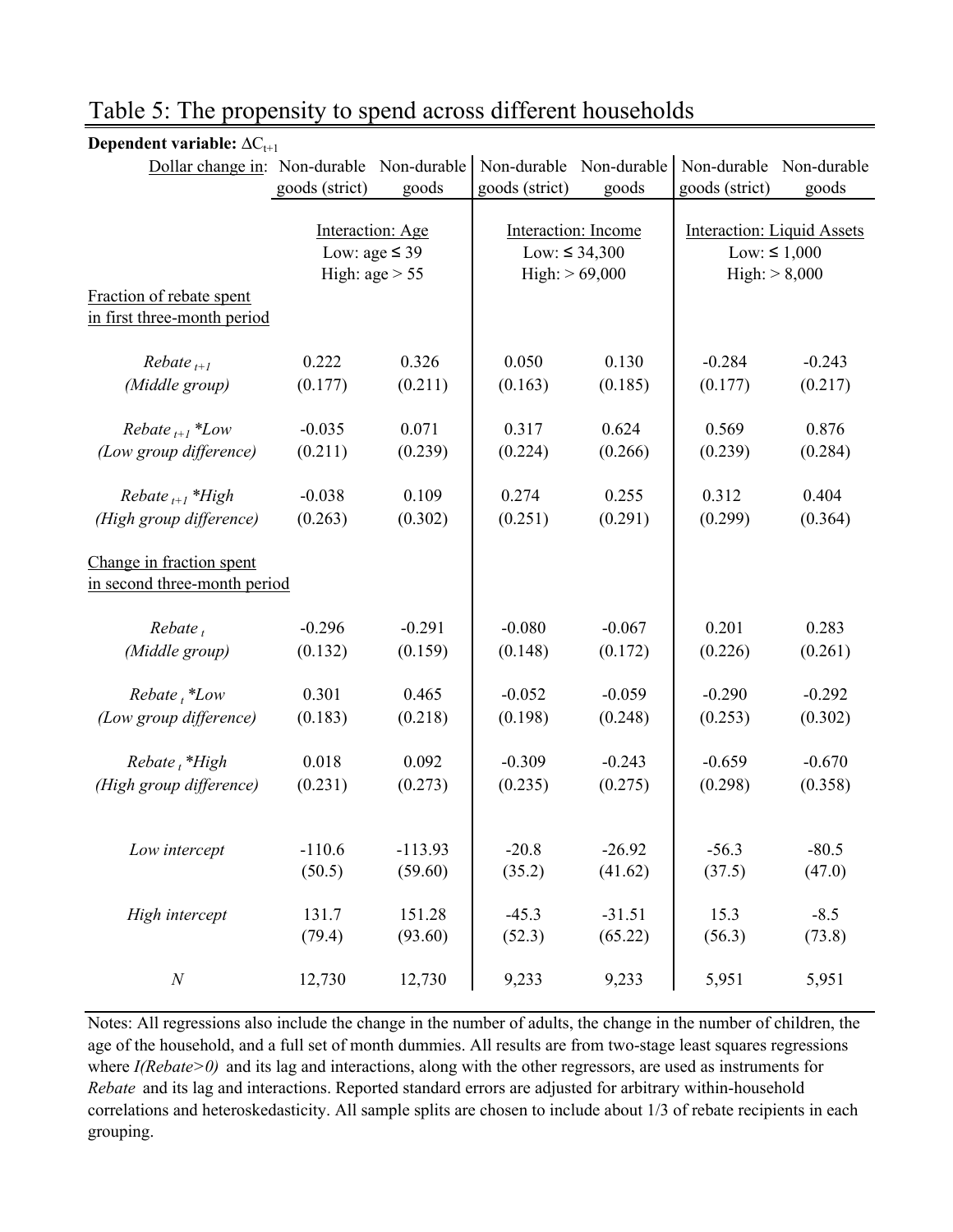# Table 5: The propensity to spend across different households

| **Dependent variable:** $\Delta C_{t+1}$ | | | | | | |
|---|---|---|---|---|---|---|
| Dollar change in: | Non-durable goods (strict) | Non-durable goods | Non-durable goods (strict) | Non-durable goods | Non-durable goods (strict) | Non-durable goods |
| | Interaction: Age<br>Low: age ≤ 39<br>High: age > 55 | | Interaction: Income<br>Low: ≤ 34,300<br>High: > 69,000 | | Interaction: Liquid Assets<br>Low: ≤ 1,000<br>High: > 8,000 | |
| Fraction of rebate spent in first three-month period | | | | | | |
| *Rebate* $_{t+1}$ *(Middle group)* | 0.222<br>(0.177) | 0.326<br>(0.211) | 0.050<br>(0.163) | 0.130<br>(0.185) | -0.284<br>(0.177) | -0.243<br>(0.217) |
| *Rebate* $_{t+1}$ *\*Low (Low group difference)* | -0.035<br>(0.211) | 0.071<br>(0.239) | 0.317<br>(0.224) | 0.624<br>(0.266) | 0.569<br>(0.239) | 0.876<br>(0.284) |
| *Rebate* $_{t+1}$ *\*High (High group difference)* | -0.038<br>(0.263) | 0.109<br>(0.302) | 0.274<br>(0.251) | 0.255<br>(0.291) | 0.312<br>(0.299) | 0.404<br>(0.364) |
| Change in fraction spent in second three-month period | | | | | | |
| *Rebate* $_{t}$ *(Middle group)* | -0.296<br>(0.132) | -0.291<br>(0.159) | -0.080<br>(0.148) | -0.067<br>(0.172) | 0.201<br>(0.226) | 0.283<br>(0.261) |
| *Rebate* $_{t}$ *\*Low (Low group difference)* | 0.301<br>(0.183) | 0.465<br>(0.218) | -0.052<br>(0.198) | -0.059<br>(0.248) | -0.290<br>(0.253) | -0.292<br>(0.302) |
| *Rebate* $_{t}$ *\*High (High group difference)* | 0.018<br>(0.231) | 0.092<br>(0.273) | -0.309<br>(0.235) | -0.243<br>(0.275) | -0.659<br>(0.298) | -0.670<br>(0.358) |
| *Low intercept* | -110.6<br>(50.5) | -113.93<br>(59.60) | -20.8<br>(35.2) | -26.92<br>(41.62) | -56.3<br>(37.5) | -80.5<br>(47.0) |
| *High intercept* | 131.7<br>(79.4) | 151.28<br>(93.60) | -45.3<br>(52.3) | -31.51<br>(65.22) | 15.3<br>(56.3) | -8.5<br>(73.8) |
| *N* | 12,730 | 12,730 | 9,233 | 9,233 | 5,951 | 5,951 |

Notes: All regressions also include the change in the number of adults, the change in the number of children, the age of the household, and a full set of month dummies. All results are from two-stage least squares regressions where *I(Rebate>0)* and its lag and interactions, along with the other regressors, are used as instruments for *Rebate* and its lag and interactions. Reported standard errors are adjusted for arbitrary within-household correlations and heteroskedasticity. All sample splits are chosen to include about 1/3 of rebate recipients in each grouping.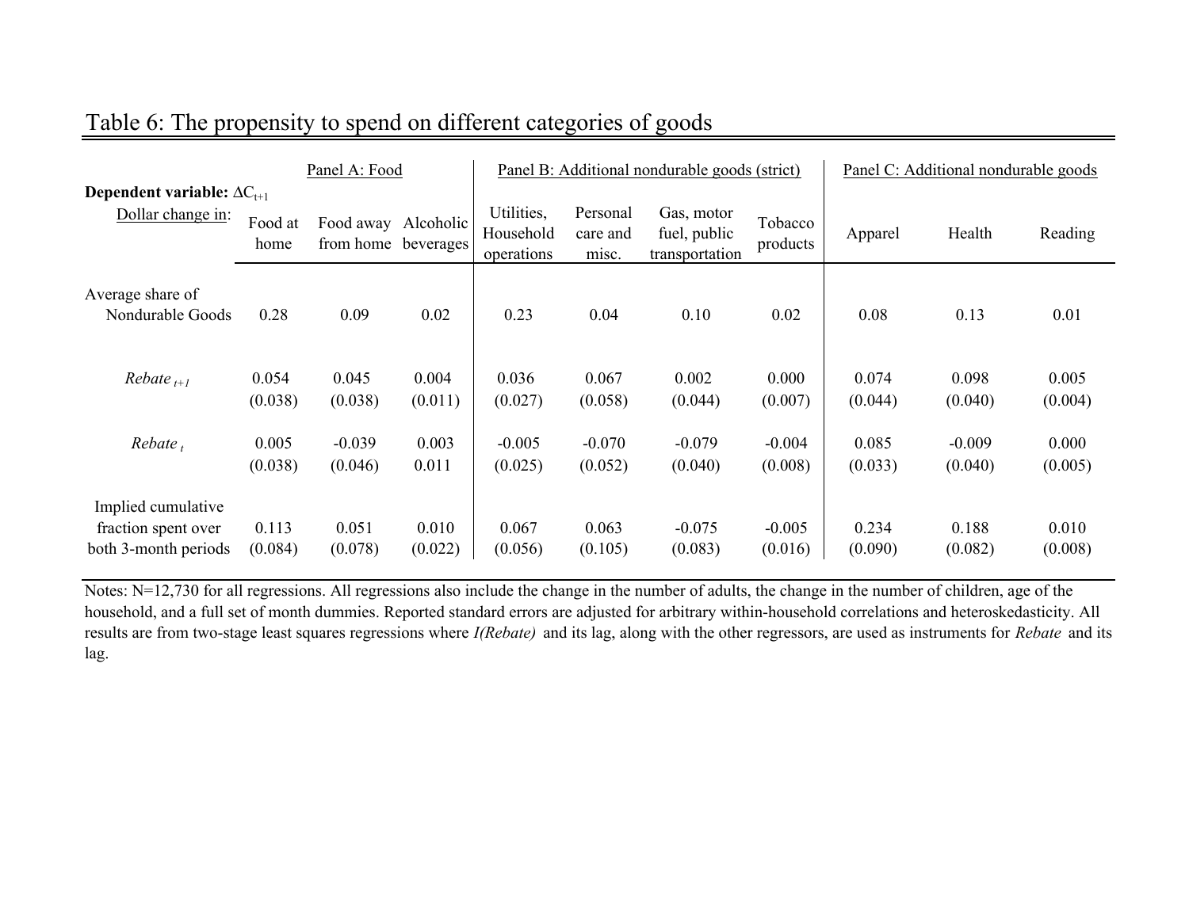## Table 6: The propensity to spend on different categories of goods

| **Dependent variable:** $\Delta C_{t+1}$ Dollar change in: | Panel A: Food | | | Panel B: Additional nondurable goods (strict) | | | | Panel C: Additional nondurable goods | | |
|---|---|---|---|---|---|---|---|---|---|---|
| | Food at home | Food away from home | Alcoholic beverages | Utilities, Household operations | Personal care and misc. | Gas, motor fuel, public transportation | Tobacco products | Apparel | Health | Reading |
| Average share of Nondurable Goods | 0.28 | 0.09 | 0.02 | 0.23 | 0.04 | 0.10 | 0.02 | 0.08 | 0.13 | 0.01 |
| *Rebate* $_{t+1}$ | 0.054 | 0.045 | 0.004 | 0.036 | 0.067 | 0.002 | 0.000 | 0.074 | 0.098 | 0.005 |
| | (0.038) | (0.038) | (0.011) | (0.027) | (0.058) | (0.044) | (0.007) | (0.044) | (0.040) | (0.004) |
| *Rebate* $_{t}$ | 0.005 | -0.039 | 0.003 | -0.005 | -0.070 | -0.079 | -0.004 | 0.085 | -0.009 | 0.000 |
| | (0.038) | (0.046) | 0.011 | (0.025) | (0.052) | (0.040) | (0.008) | (0.033) | (0.040) | (0.005) |
| Implied cumulative fraction spent over both 3-month periods | 0.113 | 0.051 | 0.010 | 0.067 | 0.063 | -0.075 | -0.005 | 0.234 | 0.188 | 0.010 |
| | (0.084) | (0.078) | (0.022) | (0.056) | (0.105) | (0.083) | (0.016) | (0.090) | (0.082) | (0.008) |

Notes: N=12,730 for all regressions. All regressions also include the change in the number of adults, the change in the number of children, age of the household, and a full set of month dummies. Reported standard errors are adjusted for arbitrary within-household correlations and heteroskedasticity. All results are from two-stage least squares regressions where *I(Rebate)* and its lag, along with the other regressors, are used as instruments for *Rebate* and its lag.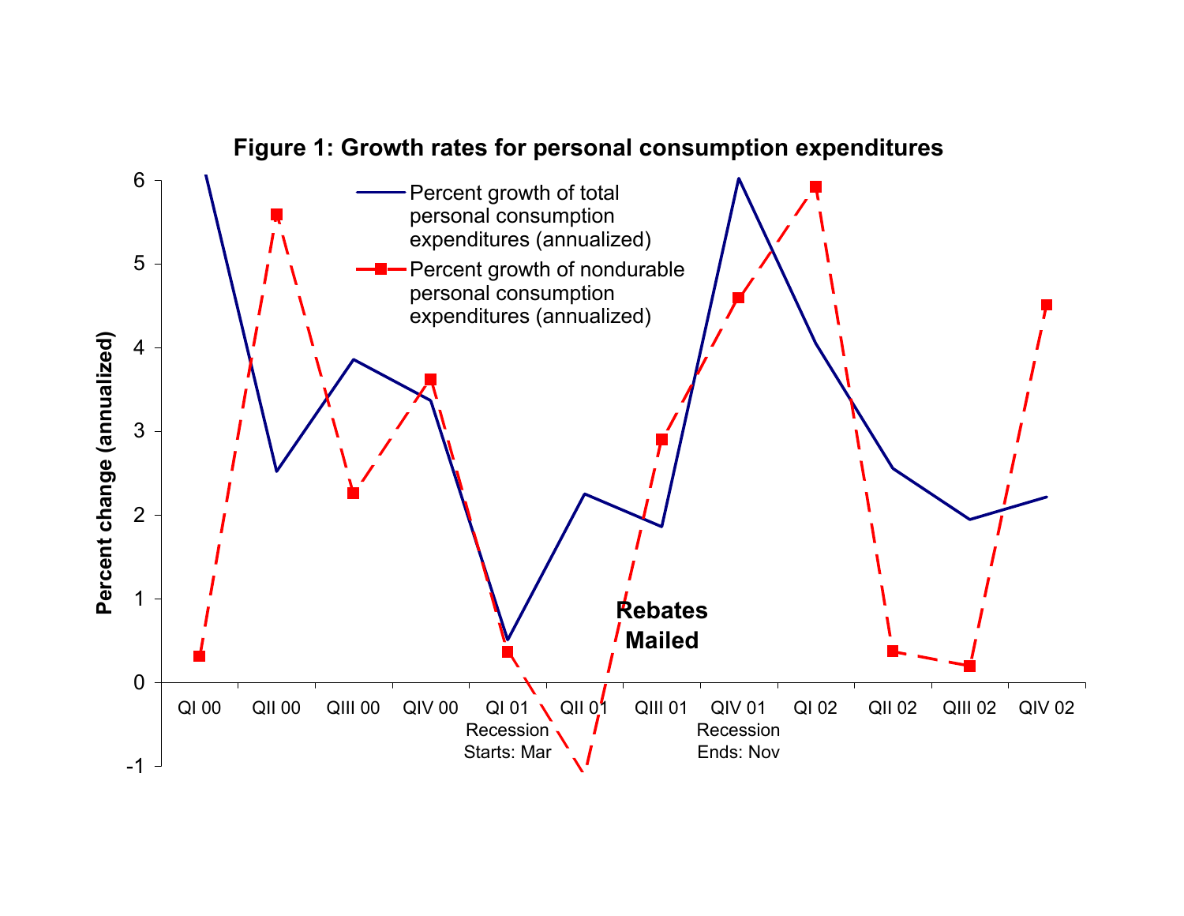**Figure 1: Growth rates for personal consumption expenditures**

Percent change (annualized)

6
5
4
3
2
1
0
-1

Percent growth of total personal consumption expenditures (annualized)

Percent growth of nondurable personal consumption expenditures (annualized)

Rebates Mailed

QI 00
QII 00
QIII 00
QIV 00
QI 01 Recession Starts: Mar
QII 01
QIII 01
QIV 01 Recession Ends: Nov
QI 02
QII 02
QIII 02
QIV 02